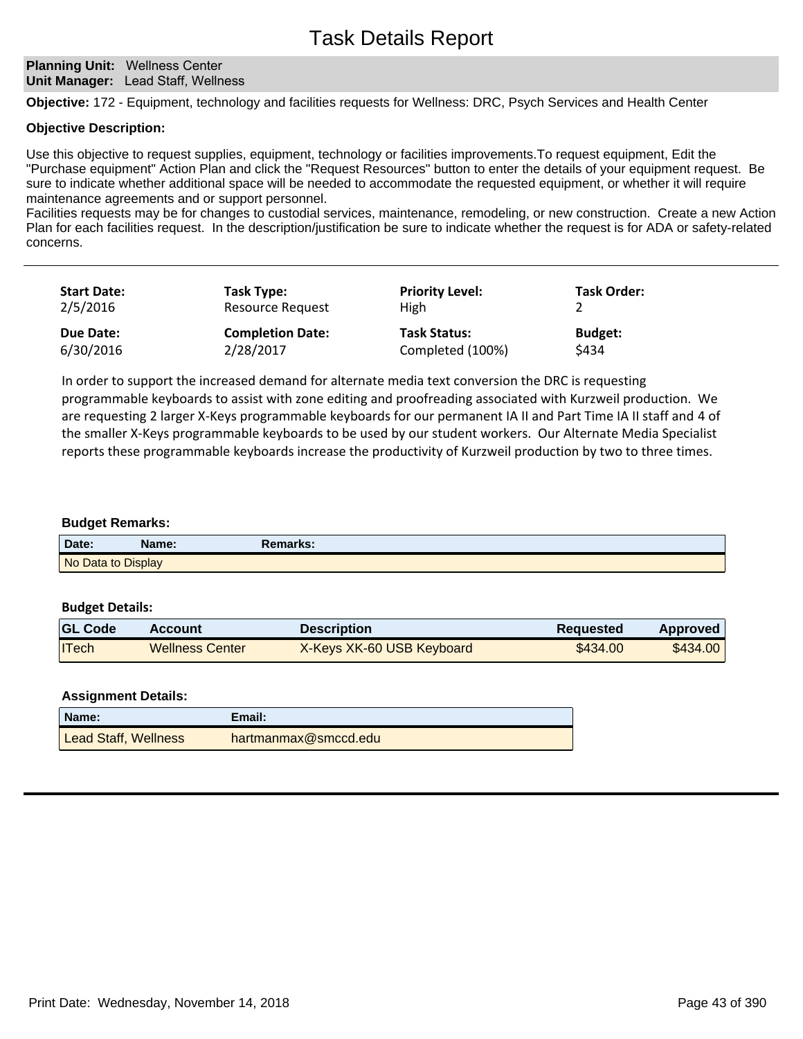# Task Details Report

**Planning Unit:** Wellness Center
**Unit Manager:** Lead Staff, Wellness

**Objective:** 172 - Equipment, technology and facilities requests for Wellness: DRC, Psych Services and Health Center

**Objective Description:**

Use this objective to request supplies, equipment, technology or facilities improvements.To request equipment, Edit the "Purchase equipment" Action Plan and click the "Request Resources" button to enter the details of your equipment request. Be sure to indicate whether additional space will be needed to accommodate the requested equipment, or whether it will require maintenance agreements and or support personnel.
Facilities requests may be for changes to custodial services, maintenance, remodeling, or new construction. Create a new Action Plan for each facilities request. In the description/justification be sure to indicate whether the request is for ADA or safety-related concerns.

---

| Start Date: | Task Type: | Priority Level: | Task Order: |
|---|---|---|---|
| 2/5/2016 | Resource Request | High | 2 |
| **Due Date:** | **Completion Date:** | **Task Status:** | **Budget:** |
| 6/30/2016 | 2/28/2017 | Completed (100%) | $434 |

In order to support the increased demand for alternate media text conversion the DRC is requesting programmable keyboards to assist with zone editing and proofreading associated with Kurzweil production. We are requesting 2 larger X-Keys programmable keyboards for our permanent IA II and Part Time IA II staff and 4 of the smaller X-Keys programmable keyboards to be used by our student workers. Our Alternate Media Specialist reports these programmable keyboards increase the productivity of Kurzweil production by two to three times.

**Budget Remarks:**

| Date: | Name: | Remarks: |
|---|---|---|
| No Data to Display | | |

**Budget Details:**

| GL Code | Account | Description | Requested | Approved |
|---|---|---|---|---|
| ITech | Wellness Center | X-Keys XK-60 USB Keyboard | $434.00 | $434.00 |

**Assignment Details:**

| Name: | Email: |
|---|---|
| Lead Staff, Wellness | hartmanmax@smccd.edu |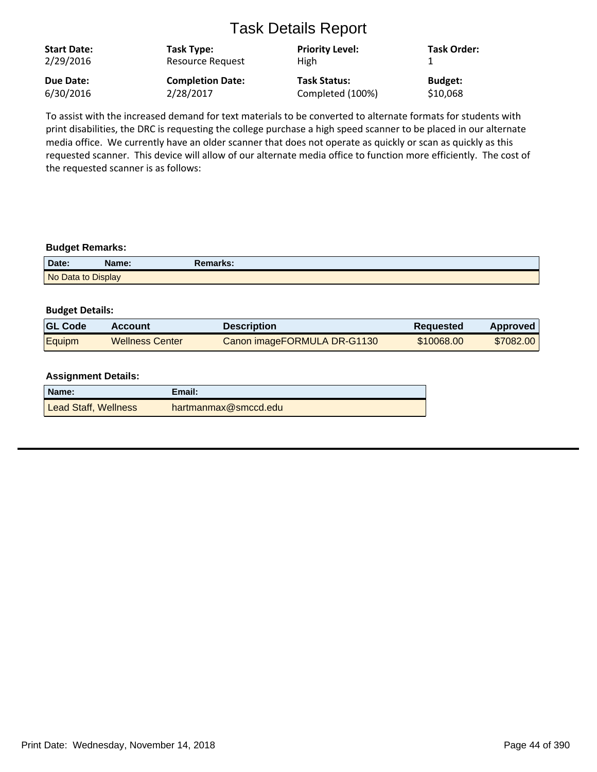# Task Details Report

| Start Date: | Task Type: | Priority Level: | Task Order: |
|---|---|---|---|
| 2/29/2016 | Resource Request | High | 1 |
| **Due Date:** | **Completion Date:** | **Task Status:** | **Budget:** |
| 6/30/2016 | 2/28/2017 | Completed (100%) | $10,068 |

To assist with the increased demand for text materials to be converted to alternate formats for students with print disabilities, the DRC is requesting the college purchase a high speed scanner to be placed in our alternate media office. We currently have an older scanner that does not operate as quickly or scan as quickly as this requested scanner. This device will allow of our alternate media office to function more efficiently. The cost of the requested scanner is as follows:

**Budget Remarks:**

| Date: | Name: | Remarks: |
|---|---|---|
| No Data to Display | | |

**Budget Details:**

| GL Code | Account | Description | Requested | Approved |
|---|---|---|---|---|
| Equipm | Wellness Center | Canon imageFORMULA DR-G1130 | $10068.00 | $7082.00 |

**Assignment Details:**

| Name: | Email: |
|---|---|
| Lead Staff, Wellness | hartmanmax@smccd.edu |

Print Date: Wednesday, November 14, 2018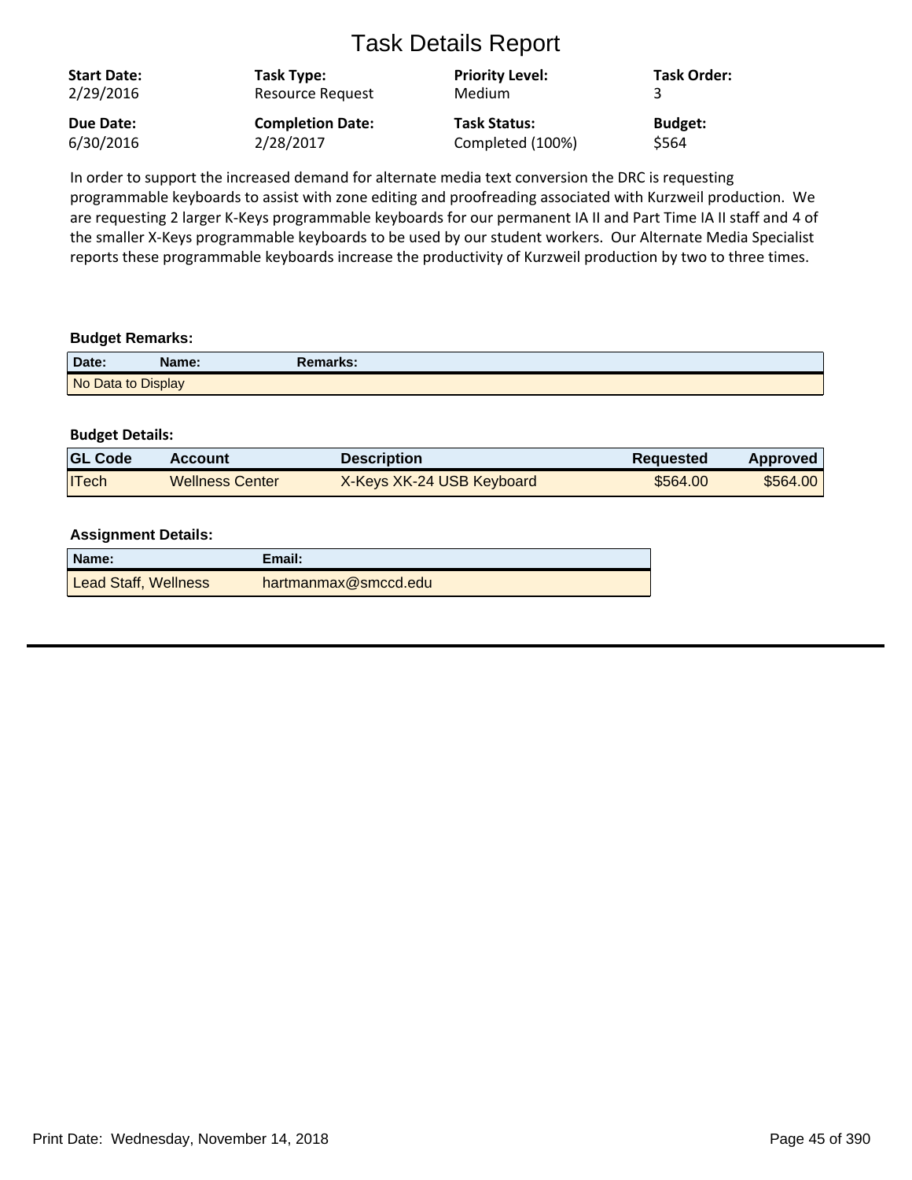# Task Details Report

| Start Date: | Task Type: | Priority Level: | Task Order: |
|---|---|---|---|
| 2/29/2016 | Resource Request | Medium | 3 |
| **Due Date:** | **Completion Date:** | **Task Status:** | **Budget:** |
| 6/30/2016 | 2/28/2017 | Completed (100%) | $564 |

In order to support the increased demand for alternate media text conversion the DRC is requesting programmable keyboards to assist with zone editing and proofreading associated with Kurzweil production. We are requesting 2 larger K-Keys programmable keyboards for our permanent IA II and Part Time IA II staff and 4 of the smaller X-Keys programmable keyboards to be used by our student workers. Our Alternate Media Specialist reports these programmable keyboards increase the productivity of Kurzweil production by two to three times.

**Budget Remarks:**

| Date: | Name: | Remarks: |
|---|---|---|
| No Data to Display | | |

**Budget Details:**

| GL Code | Account | Description | Requested | Approved |
|---|---|---|---|---|
| ITech | Wellness Center | X-Keys XK-24 USB Keyboard | $564.00 | $564.00 |

**Assignment Details:**

| Name: | Email: |
|---|---|
| Lead Staff, Wellness | hartmanmax@smccd.edu |

Print Date: Wednesday, November 14, 2018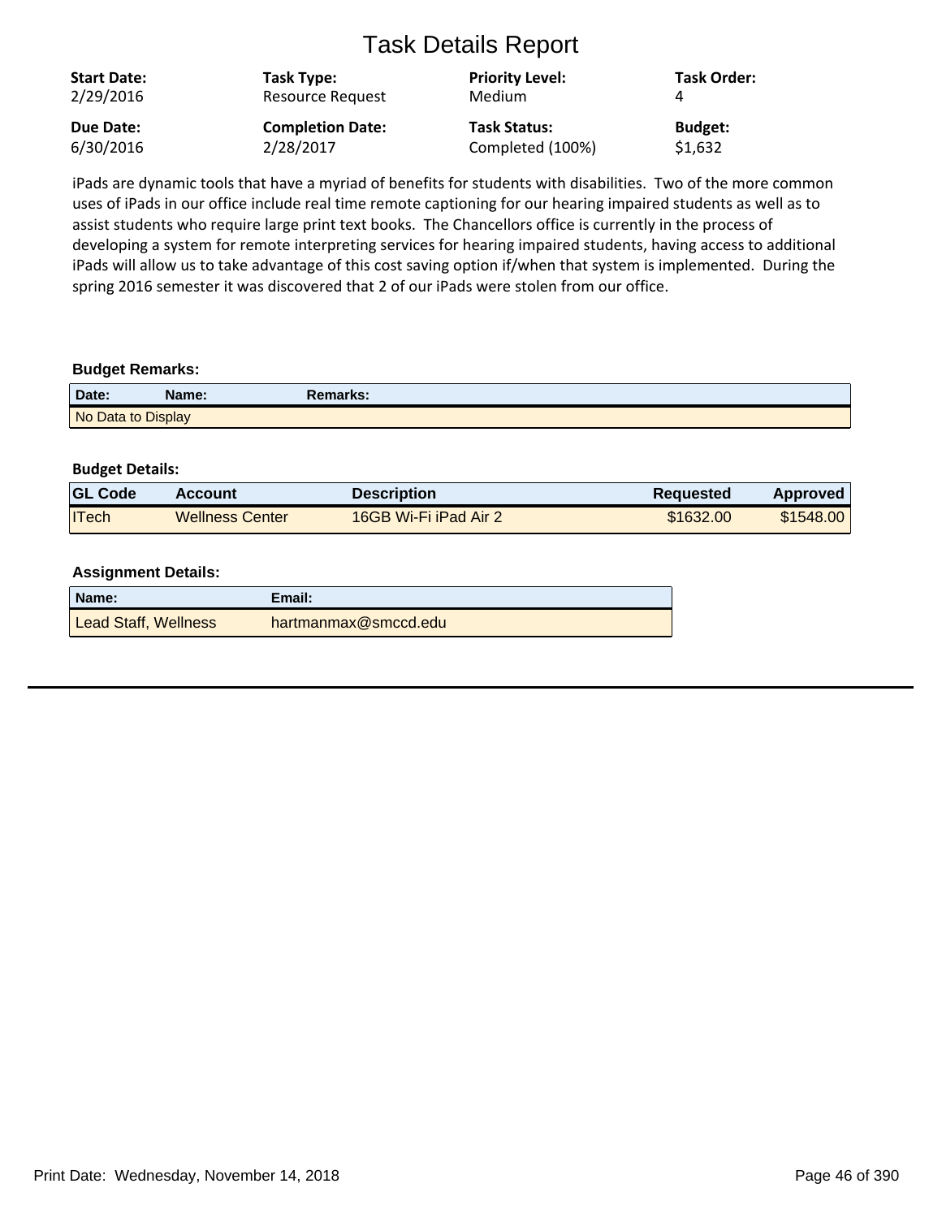# Task Details Report

| Start Date: | Task Type: | Priority Level: | Task Order: |
|---|---|---|---|
| 2/29/2016 | Resource Request | Medium | 4 |
| **Due Date:** | **Completion Date:** | **Task Status:** | **Budget:** |
| 6/30/2016 | 2/28/2017 | Completed (100%) | $1,632 |

iPads are dynamic tools that have a myriad of benefits for students with disabilities. Two of the more common uses of iPads in our office include real time remote captioning for our hearing impaired students as well as to assist students who require large print text books. The Chancellors office is currently in the process of developing a system for remote interpreting services for hearing impaired students, having access to additional iPads will allow us to take advantage of this cost saving option if/when that system is implemented. During the spring 2016 semester it was discovered that 2 of our iPads were stolen from our office.

### Budget Remarks:

| Date: | Name: | Remarks: |
|---|---|---|
| No Data to Display | | |

### Budget Details:

| GL Code | Account | Description | Requested | Approved |
|---|---|---|---|---|
| ITech | Wellness Center | 16GB Wi-Fi iPad Air 2 | $1632.00 | $1548.00 |

### Assignment Details:

| Name: | Email: |
|---|---|
| Lead Staff, Wellness | hartmanmax@smccd.edu |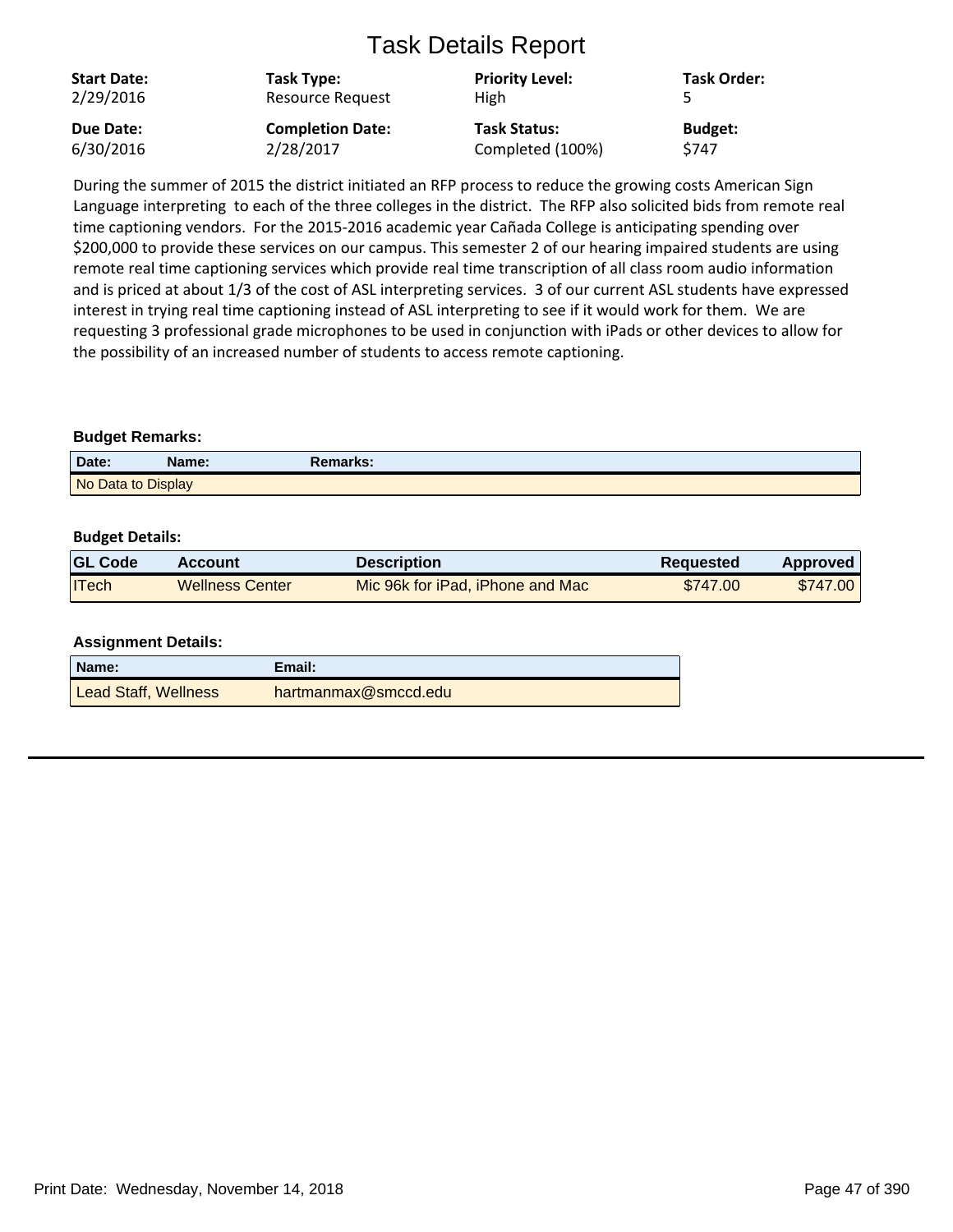# Task Details Report

| **Start Date:** | **Task Type:** | **Priority Level:** | **Task Order:** |
|---|---|---|---|
| 2/29/2016 | Resource Request | High | 5 |
| **Due Date:** | **Completion Date:** | **Task Status:** | **Budget:** |
| 6/30/2016 | 2/28/2017 | Completed (100%) | $747 |

During the summer of 2015 the district initiated an RFP process to reduce the growing costs American Sign Language interpreting  to each of the three colleges in the district.  The RFP also solicited bids from remote real time captioning vendors.  For the 2015-2016 academic year Cañada College is anticipating spending over $200,000 to provide these services on our campus. This semester 2 of our hearing impaired students are using remote real time captioning services which provide real time transcription of all class room audio information and is priced at about 1/3 of the cost of ASL interpreting services.  3 of our current ASL students have expressed interest in trying real time captioning instead of ASL interpreting to see if it would work for them.  We are requesting 3 professional grade microphones to be used in conjunction with iPads or other devices to allow for the possibility of an increased number of students to access remote captioning.

**Budget Remarks:**

| Date: | Name: | Remarks: |
|---|---|---|
| No Data to Display | | |

**Budget Details:**

| GL Code | Account | Description | Requested | Approved |
|---|---|---|---|---|
| ITech | Wellness Center | Mic 96k for iPad, iPhone and Mac | $747.00 | $747.00 |

**Assignment Details:**

| Name: | Email: |
|---|---|
| Lead Staff, Wellness | hartmanmax@smccd.edu |

Print Date:  Wednesday, November 14, 2018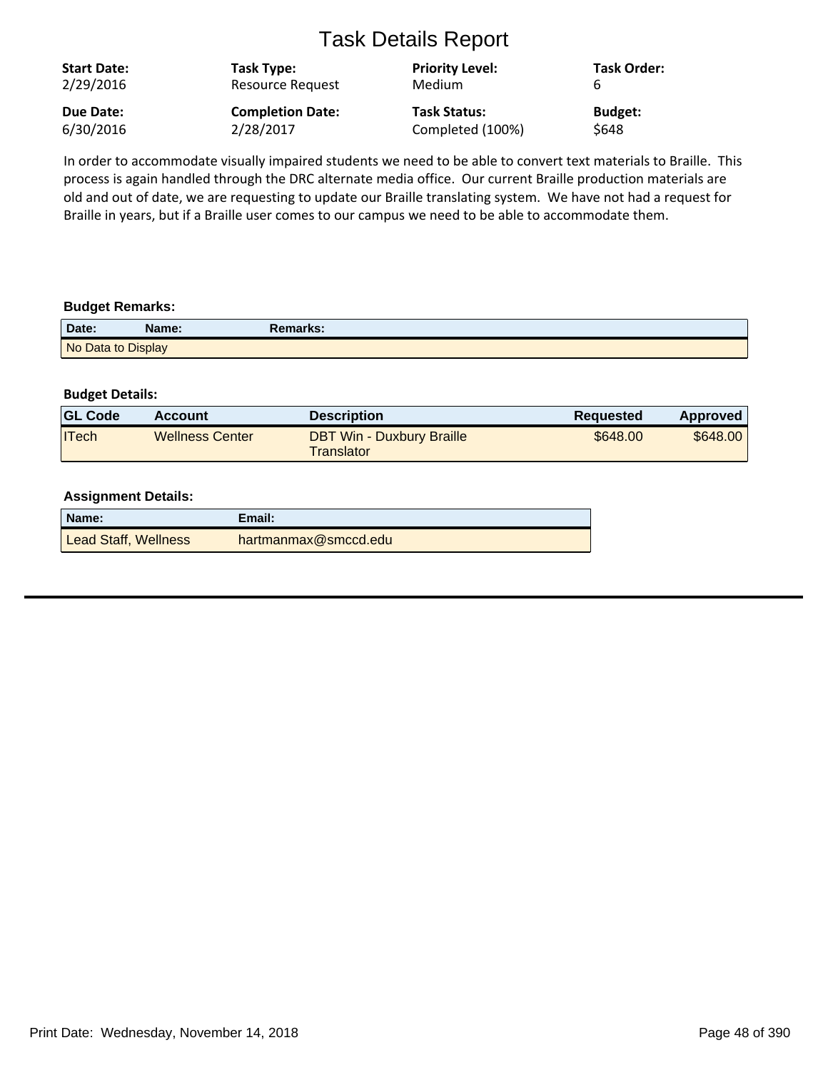# Task Details Report

| Start Date: | Task Type: | Priority Level: | Task Order: |
|---|---|---|---|
| 2/29/2016 | Resource Request | Medium | 6 |
| **Due Date:** | **Completion Date:** | **Task Status:** | **Budget:** |
| 6/30/2016 | 2/28/2017 | Completed (100%) | $648 |

In order to accommodate visually impaired students we need to be able to convert text materials to Braille. This process is again handled through the DRC alternate media office. Our current Braille production materials are old and out of date, we are requesting to update our Braille translating system. We have not had a request for Braille in years, but if a Braille user comes to our campus we need to be able to accommodate them.

**Budget Remarks:**

| Date: | Name: | Remarks: |
|---|---|---|
| No Data to Display | | |

**Budget Details:**

| GL Code | Account | Description | Requested | Approved |
|---|---|---|---|---|
| ITech | Wellness Center | DBT Win - Duxbury Braille Translator | $648.00 | $648.00 |

**Assignment Details:**

| Name: | Email: |
|---|---|
| Lead Staff, Wellness | hartmanmax@smccd.edu |

Print Date: Wednesday, November 14, 2018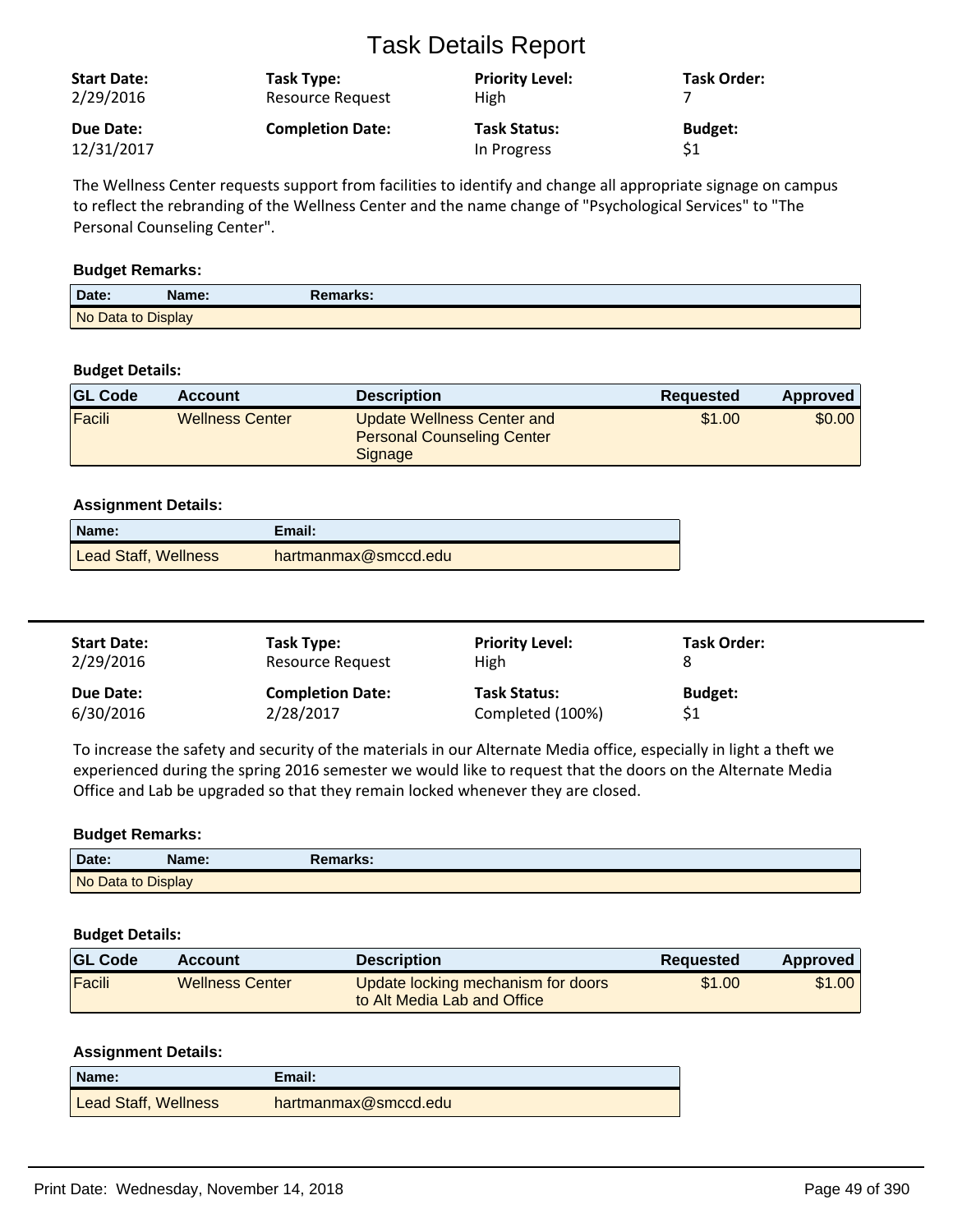# Task Details Report

| Start Date: | Task Type: | Priority Level: | Task Order: |
|---|---|---|---|
| 2/29/2016 | Resource Request | High | 7 |
| **Due Date:** | **Completion Date:** | **Task Status:** | **Budget:** |
| 12/31/2017 | | In Progress | $1 |

The Wellness Center requests support from facilities to identify and change all appropriate signage on campus to reflect the rebranding of the Wellness Center and the name change of "Psychological Services" to "The Personal Counseling Center".

**Budget Remarks:**

| Date: | Name: | Remarks: |
|---|---|---|
| No Data to Display | | |

**Budget Details:**

| GL Code | Account | Description | Requested | Approved |
|---|---|---|---|---|
| Facili | Wellness Center | Update Wellness Center and Personal Counseling Center Signage | $1.00 | $0.00 |

**Assignment Details:**

| Name: | Email: |
|---|---|
| Lead Staff, Wellness | hartmanmax@smccd.edu |

---

| Start Date: | Task Type: | Priority Level: | Task Order: |
|---|---|---|---|
| 2/29/2016 | Resource Request | High | 8 |
| **Due Date:** | **Completion Date:** | **Task Status:** | **Budget:** |
| 6/30/2016 | 2/28/2017 | Completed (100%) | $1 |

To increase the safety and security of the materials in our Alternate Media office, especially in light a theft we experienced during the spring 2016 semester we would like to request that the doors on the Alternate Media Office and Lab be upgraded so that they remain locked whenever they are closed.

**Budget Remarks:**

| Date: | Name: | Remarks: |
|---|---|---|
| No Data to Display | | |

**Budget Details:**

| GL Code | Account | Description | Requested | Approved |
|---|---|---|---|---|
| Facili | Wellness Center | Update locking mechanism for doors to Alt Media Lab and Office | $1.00 | $1.00 |

**Assignment Details:**

| Name: | Email: |
|---|---|
| Lead Staff, Wellness | hartmanmax@smccd.edu |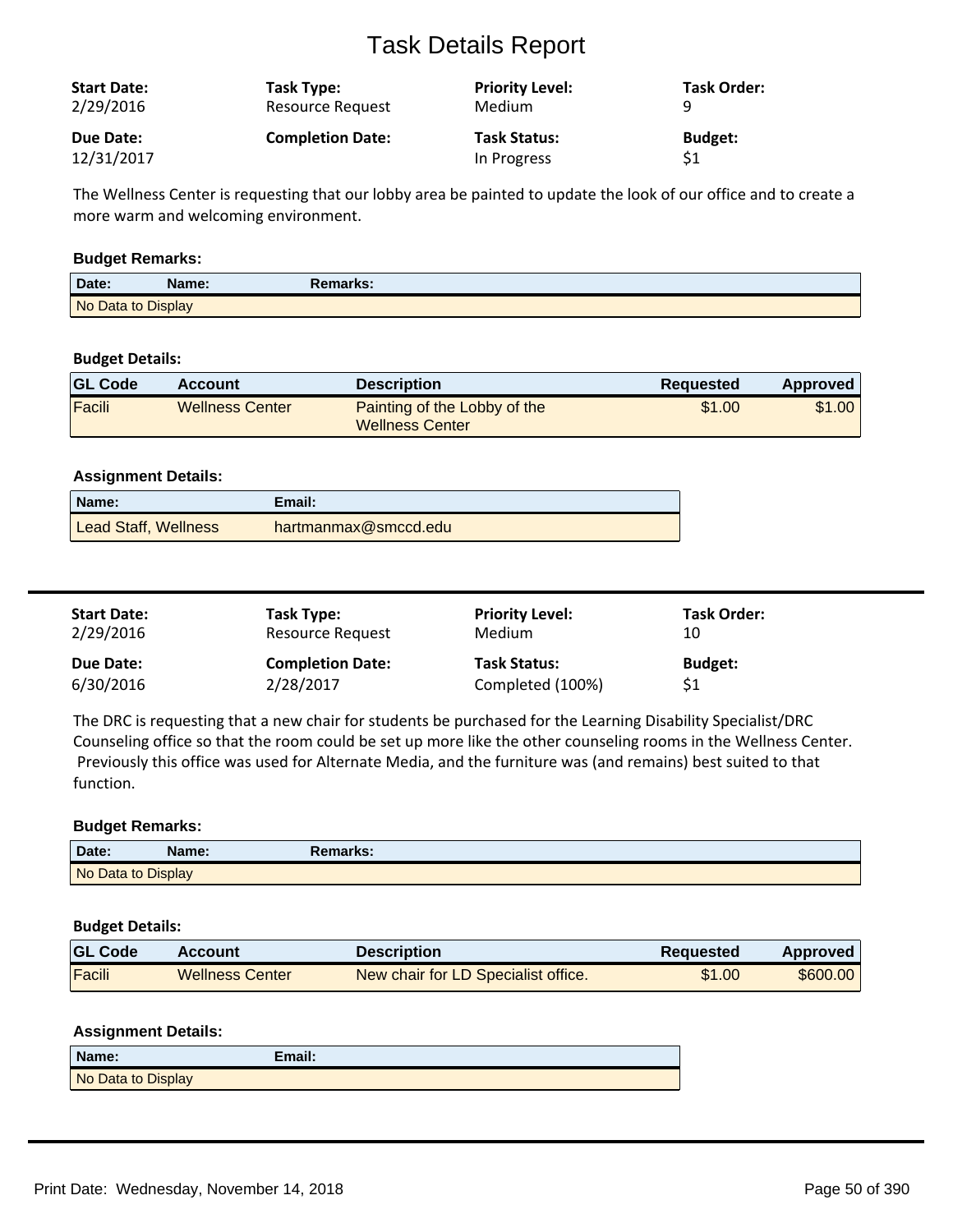# Task Details Report

| Start Date: | Task Type: | Priority Level: | Task Order: |
|---|---|---|---|
| 2/29/2016 | Resource Request | Medium | 9 |
| **Due Date:** | **Completion Date:** | **Task Status:** | **Budget:** |
| 12/31/2017 | | In Progress | $1 |

The Wellness Center is requesting that our lobby area be painted to update the look of our office and to create a more warm and welcoming environment.

**Budget Remarks:**

| Date: | Name: | Remarks: |
|---|---|---|
| No Data to Display | | |

**Budget Details:**

| GL Code | Account | Description | Requested | Approved |
|---|---|---|---|---|
| Facili | Wellness Center | Painting of the Lobby of the Wellness Center | $1.00 | $1.00 |

**Assignment Details:**

| Name: | Email: |
|---|---|
| Lead Staff, Wellness | hartmanmax@smccd.edu |

---

| Start Date: | Task Type: | Priority Level: | Task Order: |
|---|---|---|---|
| 2/29/2016 | Resource Request | Medium | 10 |
| **Due Date:** | **Completion Date:** | **Task Status:** | **Budget:** |
| 6/30/2016 | 2/28/2017 | Completed (100%) | $1 |

The DRC is requesting that a new chair for students be purchased for the Learning Disability Specialist/DRC Counseling office so that the room could be set up more like the other counseling rooms in the Wellness Center. Previously this office was used for Alternate Media, and the furniture was (and remains) best suited to that function.

**Budget Remarks:**

| Date: | Name: | Remarks: |
|---|---|---|
| No Data to Display | | |

**Budget Details:**

| GL Code | Account | Description | Requested | Approved |
|---|---|---|---|---|
| Facili | Wellness Center | New chair for LD Specialist office. | $1.00 | $600.00 |

**Assignment Details:**

| Name: | Email: |
|---|---|
| No Data to Display | |

Print Date: Wednesday, November 14, 2018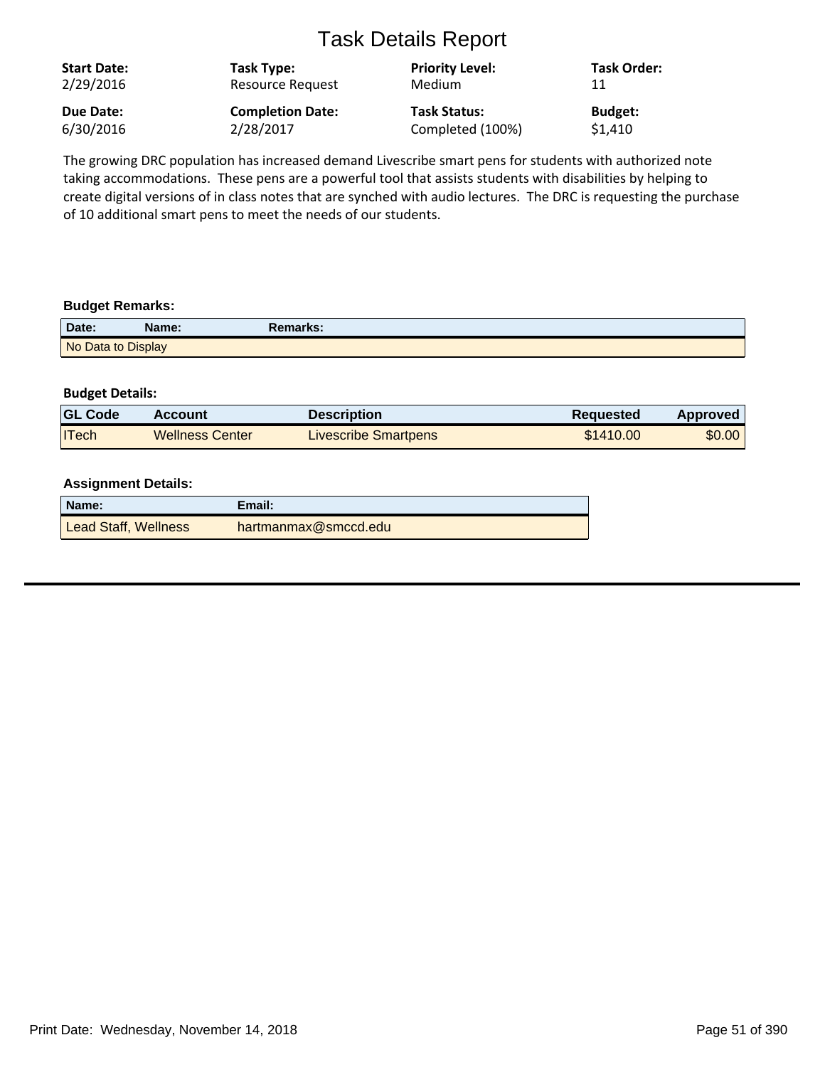# Task Details Report

| **Start Date:** | **Task Type:** | **Priority Level:** | **Task Order:** |
| --- | --- | --- | --- |
| 2/29/2016 | Resource Request | Medium | 11 |
| **Due Date:** | **Completion Date:** | **Task Status:** | **Budget:** |
| 6/30/2016 | 2/28/2017 | Completed (100%) | $1,410 |

The growing DRC population has increased demand Livescribe smart pens for students with authorized note taking accommodations. These pens are a powerful tool that assists students with disabilities by helping to create digital versions of in class notes that are synched with audio lectures. The DRC is requesting the purchase of 10 additional smart pens to meet the needs of our students.

**Budget Remarks:**

| Date: | Name: | Remarks: |
| --- | --- | --- |
| No Data to Display | | |

**Budget Details:**

| GL Code | Account | Description | Requested | Approved |
| --- | --- | --- | --- | --- |
| ITech | Wellness Center | Livescribe Smartpens | $1410.00 | $0.00 |

**Assignment Details:**

| Name: | Email: |
| --- | --- |
| Lead Staff, Wellness | hartmanmax@smccd.edu |

Print Date: Wednesday, November 14, 2018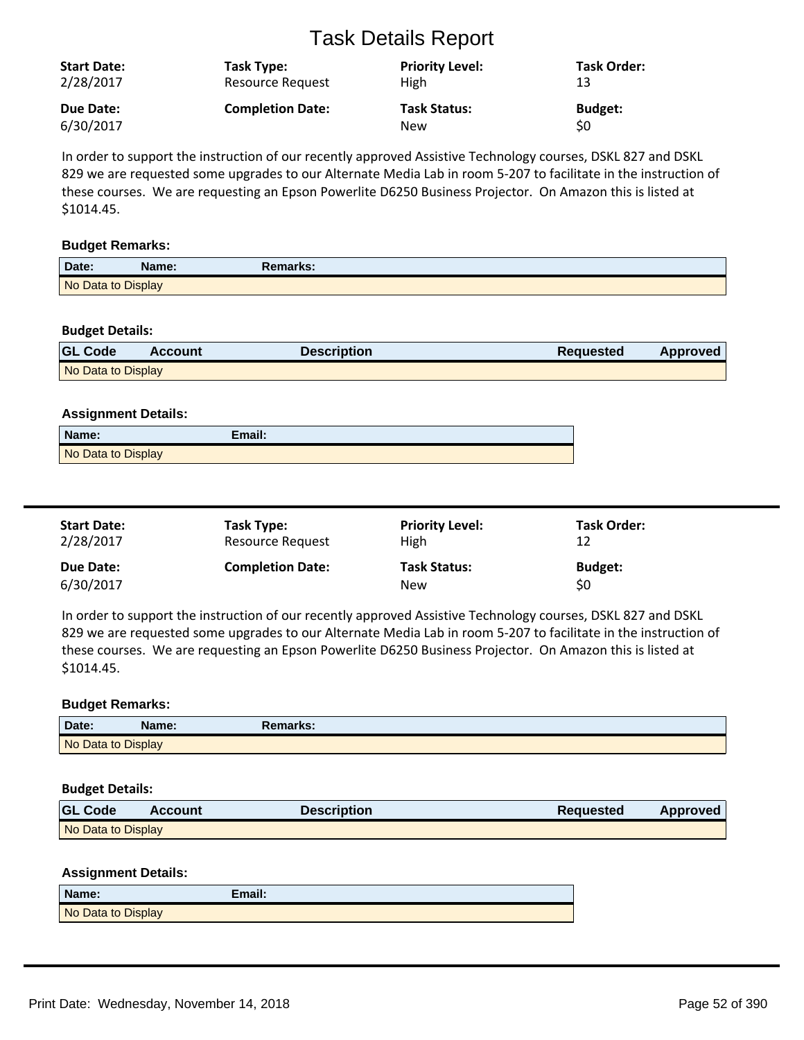# Task Details Report

| Start Date: | Task Type: | Priority Level: | Task Order: |
|---|---|---|---|
| 2/28/2017 | Resource Request | High | 13 |
| **Due Date:** | **Completion Date:** | **Task Status:** | **Budget:** |
| 6/30/2017 | | New | $0 |

In order to support the instruction of our recently approved Assistive Technology courses, DSKL 827 and DSKL 829 we are requested some upgrades to our Alternate Media Lab in room 5-207 to facilitate in the instruction of these courses. We are requesting an Epson Powerlite D6250 Business Projector. On Amazon this is listed at $1014.45.

**Budget Remarks:**

| Date: | Name: | Remarks: |
|---|---|---|
| No Data to Display | | |

**Budget Details:**

| GL Code | Account | Description | Requested | Approved |
|---|---|---|---|---|
| No Data to Display | | | | |

**Assignment Details:**

| Name: | Email: |
|---|---|
| No Data to Display | |

---

| Start Date: | Task Type: | Priority Level: | Task Order: |
|---|---|---|---|
| 2/28/2017 | Resource Request | High | 12 |
| **Due Date:** | **Completion Date:** | **Task Status:** | **Budget:** |
| 6/30/2017 | | New | $0 |

In order to support the instruction of our recently approved Assistive Technology courses, DSKL 827 and DSKL 829 we are requested some upgrades to our Alternate Media Lab in room 5-207 to facilitate in the instruction of these courses. We are requesting an Epson Powerlite D6250 Business Projector. On Amazon this is listed at $1014.45.

**Budget Remarks:**

| Date: | Name: | Remarks: |
|---|---|---|
| No Data to Display | | |

**Budget Details:**

| GL Code | Account | Description | Requested | Approved |
|---|---|---|---|---|
| No Data to Display | | | | |

**Assignment Details:**

| Name: | Email: |
|---|---|
| No Data to Display | |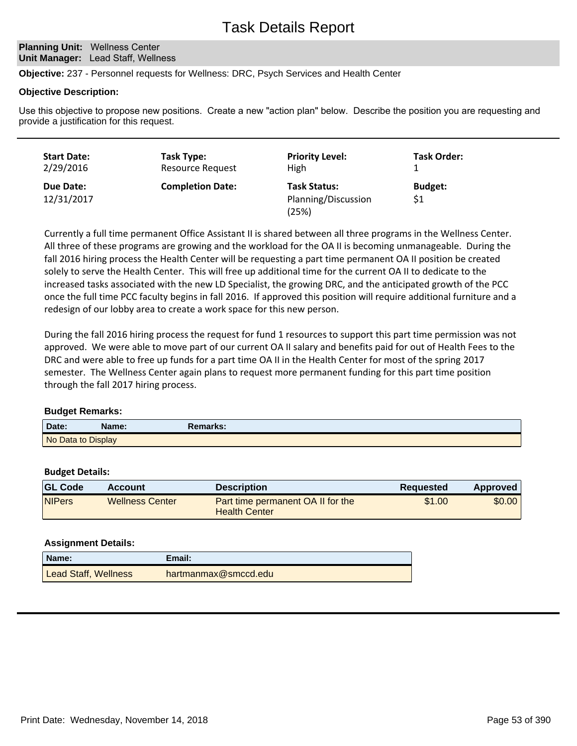# Task Details Report

**Planning Unit:** Wellness Center
**Unit Manager:** Lead Staff, Wellness

**Objective:** 237 - Personnel requests for Wellness: DRC, Psych Services and Health Center

**Objective Description:**

Use this objective to propose new positions. Create a new "action plan" below. Describe the position you are requesting and provide a justification for this request.

---

| **Start Date:** | **Task Type:** | **Priority Level:** | **Task Order:** |
|---|---|---|---|
| 2/29/2016 | Resource Request | High | 1 |
| **Due Date:** | **Completion Date:** | **Task Status:** | **Budget:** |
| 12/31/2017 | | Planning/Discussion (25%) | $1 |

Currently a full time permanent Office Assistant II is shared between all three programs in the Wellness Center. All three of these programs are growing and the workload for the OA II is becoming unmanageable. During the fall 2016 hiring process the Health Center will be requesting a part time permanent OA II position be created solely to serve the Health Center. This will free up additional time for the current OA II to dedicate to the increased tasks associated with the new LD Specialist, the growing DRC, and the anticipated growth of the PCC once the full time PCC faculty begins in fall 2016. If approved this position will require additional furniture and a redesign of our lobby area to create a work space for this new person.

During the fall 2016 hiring process the request for fund 1 resources to support this part time permission was not approved. We were able to move part of our current OA II salary and benefits paid for out of Health Fees to the DRC and were able to free up funds for a part time OA II in the Health Center for most of the spring 2017 semester. The Wellness Center again plans to request more permanent funding for this part time position through the fall 2017 hiring process.

**Budget Remarks:**

| Date: | Name: | Remarks: |
|---|---|---|
| No Data to Display | | |

**Budget Details:**

| GL Code | Account | Description | Requested | Approved |
|---|---|---|---|---|
| NIPers | Wellness Center | Part time permanent OA II for the Health Center | $1.00 | $0.00 |

**Assignment Details:**

| Name: | Email: |
|---|---|
| Lead Staff, Wellness | hartmanmax@smccd.edu |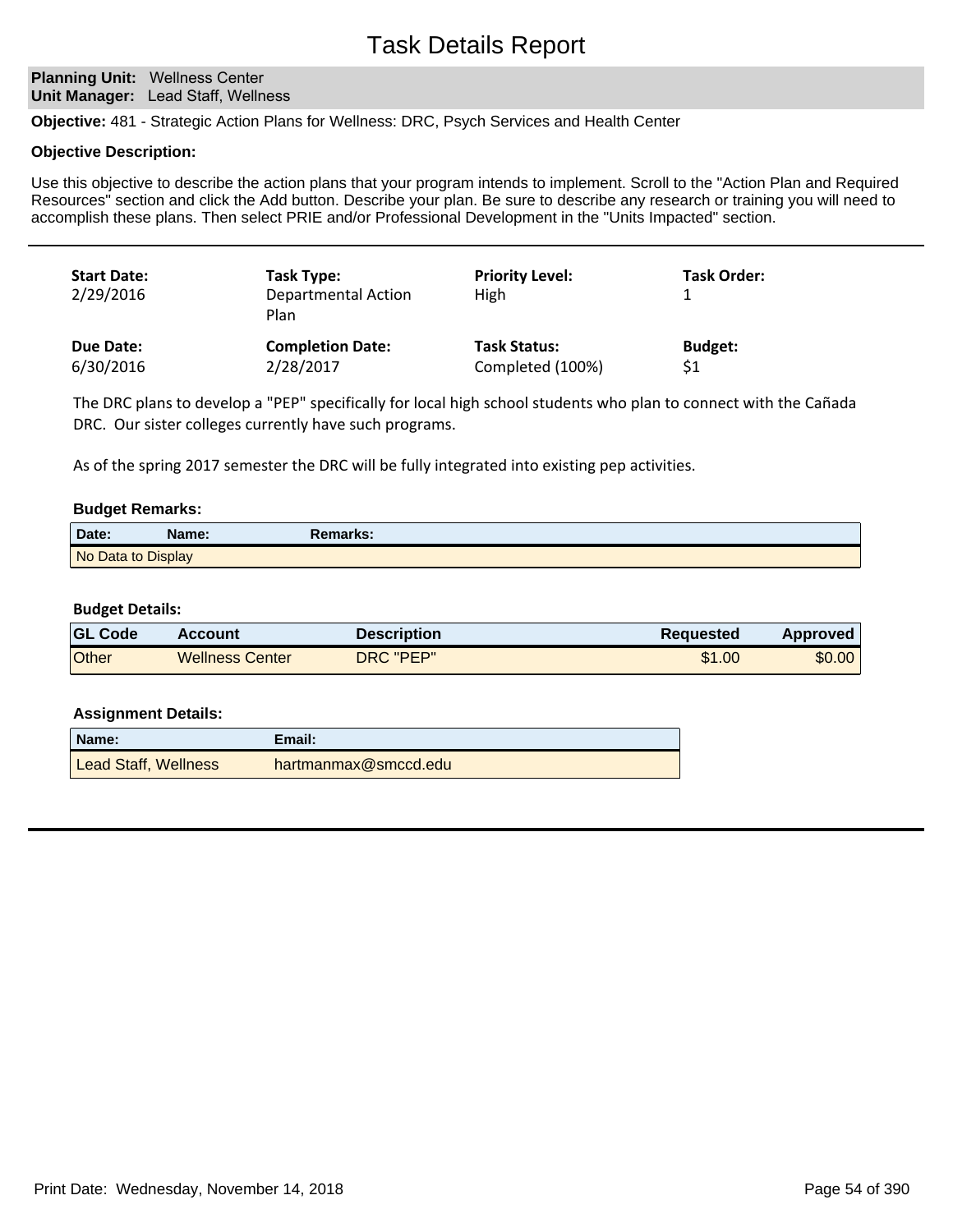# Task Details Report

**Planning Unit:** Wellness Center
**Unit Manager:** Lead Staff, Wellness

**Objective:** 481 - Strategic Action Plans for Wellness: DRC, Psych Services and Health Center

**Objective Description:**

Use this objective to describe the action plans that your program intends to implement. Scroll to the "Action Plan and Required Resources" section and click the Add button. Describe your plan. Be sure to describe any research or training you will need to accomplish these plans. Then select PRIE and/or Professional Development in the "Units Impacted" section.

---

| Start Date: | Task Type: | Priority Level: | Task Order: |
|---|---|---|---|
| 2/29/2016 | Departmental Action Plan | High | 1 |
| **Due Date:** | **Completion Date:** | **Task Status:** | **Budget:** |
| 6/30/2016 | 2/28/2017 | Completed (100%) | $1 |

The DRC plans to develop a "PEP" specifically for local high school students who plan to connect with the Cañada DRC. Our sister colleges currently have such programs.

As of the spring 2017 semester the DRC will be fully integrated into existing pep activities.

**Budget Remarks:**

| Date: | Name: | Remarks: |
|---|---|---|
| No Data to Display | | |

**Budget Details:**

| GL Code | Account | Description | Requested | Approved |
|---|---|---|---|---|
| Other | Wellness Center | DRC "PEP" | $1.00 | $0.00 |

**Assignment Details:**

| Name: | Email: |
|---|---|
| Lead Staff, Wellness | hartmanmax@smccd.edu |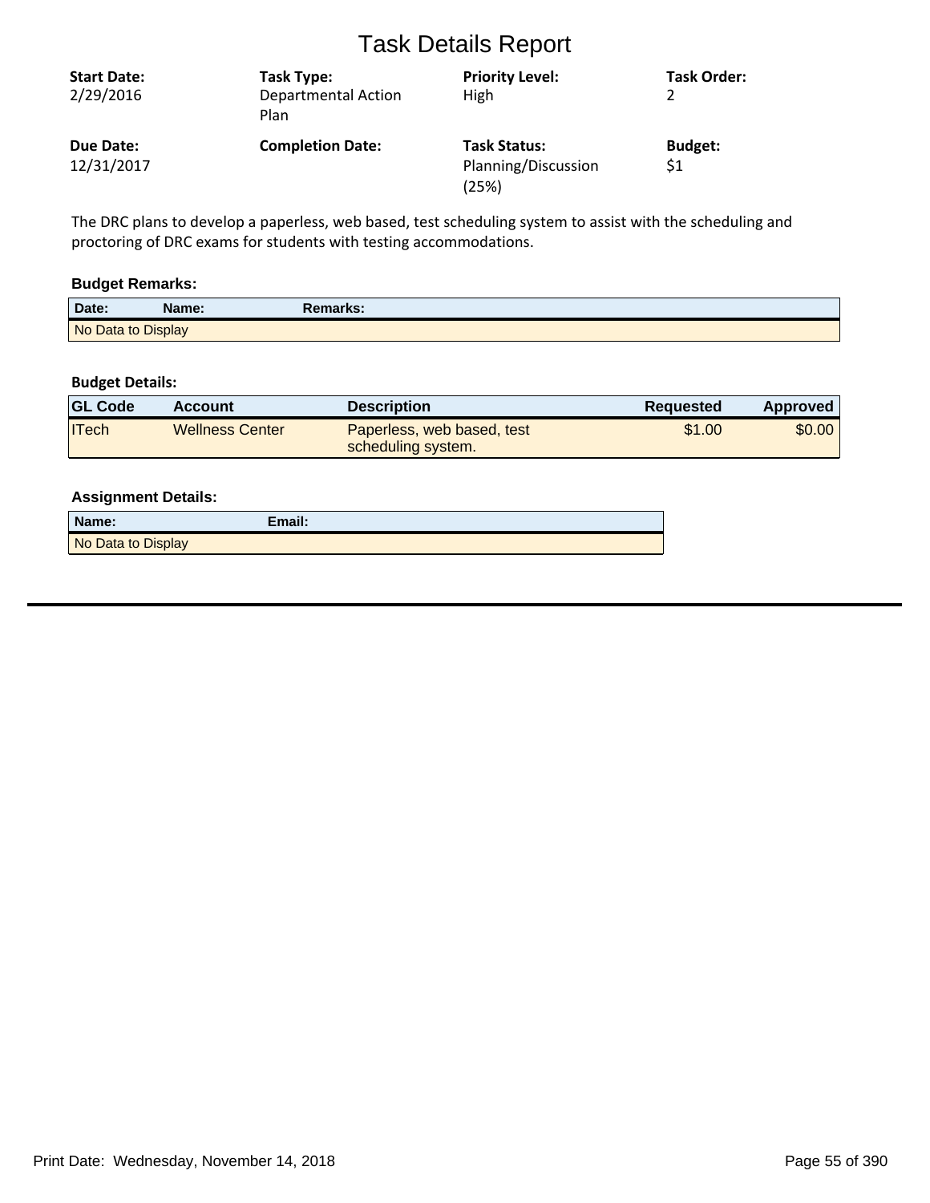# Task Details Report

| Start Date: | Task Type: | Priority Level: | Task Order: |
|---|---|---|---|
| 2/29/2016 | Departmental Action Plan | High | 2 |
| **Due Date:** | **Completion Date:** | **Task Status:** | **Budget:** |
| 12/31/2017 | | Planning/Discussion (25%) | $1 |

The DRC plans to develop a paperless, web based, test scheduling system to assist with the scheduling and proctoring of DRC exams for students with testing accommodations.

### Budget Remarks:

| Date: | Name: | Remarks: |
|---|---|---|
| No Data to Display | | |

### Budget Details:

| GL Code | Account | Description | Requested | Approved |
|---|---|---|---|---|
| ITech | Wellness Center | Paperless, web based, test scheduling system. | $1.00 | $0.00 |

### Assignment Details:

| Name: | Email: |
|---|---|
| No Data to Display | |

Print Date: Wednesday, November 14, 2018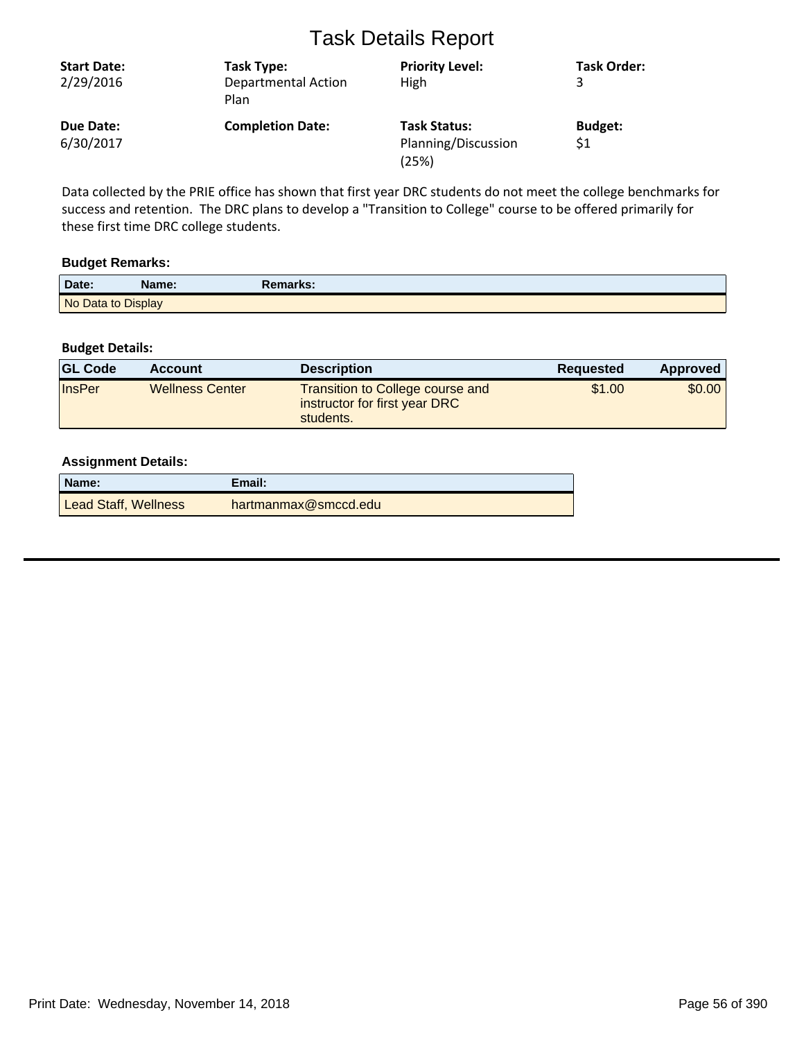# Task Details Report

| Start Date: | Task Type: | Priority Level: | Task Order: |
|---|---|---|---|
| 2/29/2016 | Departmental Action Plan | High | 3 |
| **Due Date:** | **Completion Date:** | **Task Status:** | **Budget:** |
| 6/30/2017 | | Planning/Discussion (25%) | $1 |

Data collected by the PRIE office has shown that first year DRC students do not meet the college benchmarks for success and retention. The DRC plans to develop a "Transition to College" course to be offered primarily for these first time DRC college students.

### Budget Remarks:

| Date: | Name: | Remarks: |
|---|---|---|
| No Data to Display | | |

### Budget Details:

| GL Code | Account | Description | Requested | Approved |
|---|---|---|---|---|
| InsPer | Wellness Center | Transition to College course and instructor for first year DRC students. | $1.00 | $0.00 |

### Assignment Details:

| Name: | Email: |
|---|---|
| Lead Staff, Wellness | hartmanmax@smccd.edu |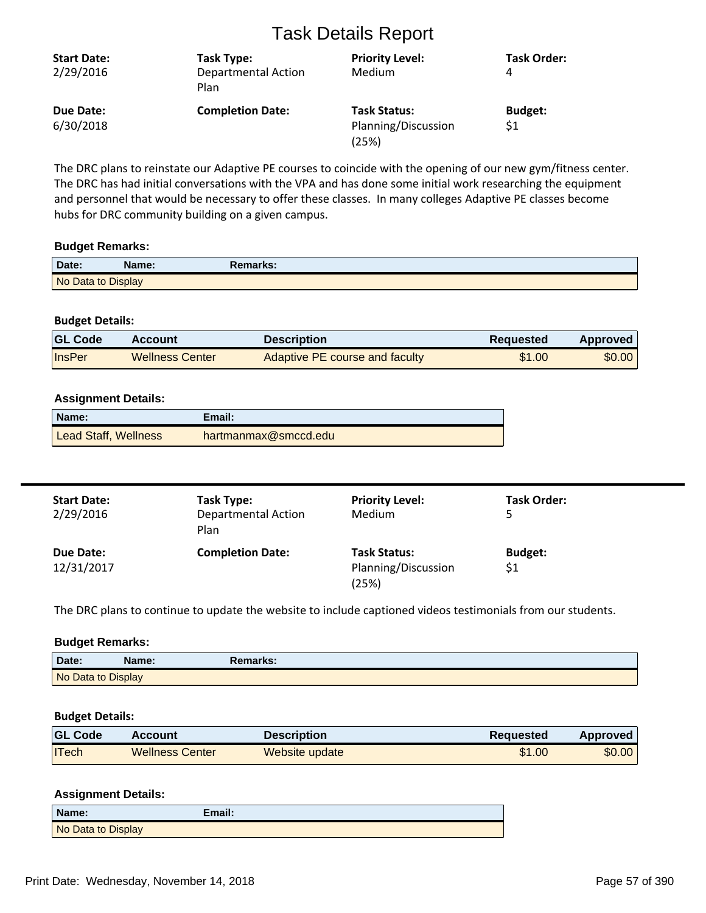# Task Details Report

| Start Date: | Task Type: | Priority Level: | Task Order: |
|---|---|---|---|
| 2/29/2016 | Departmental Action Plan | Medium | 4 |
| **Due Date:** | **Completion Date:** | **Task Status:** | **Budget:** |
| 6/30/2018 | | Planning/Discussion (25%) | $1 |

The DRC plans to reinstate our Adaptive PE courses to coincide with the opening of our new gym/fitness center. The DRC has had initial conversations with the VPA and has done some initial work researching the equipment and personnel that would be necessary to offer these classes. In many colleges Adaptive PE classes become hubs for DRC community building on a given campus.

**Budget Remarks:**

| Date: | Name: | Remarks: |
|---|---|---|
| No Data to Display | | |

**Budget Details:**

| GL Code | Account | Description | Requested | Approved |
|---|---|---|---|---|
| InsPer | Wellness Center | Adaptive PE course and faculty | $1.00 | $0.00 |

**Assignment Details:**

| Name: | Email: |
|---|---|
| Lead Staff, Wellness | hartmanmax@smccd.edu |

---

| Start Date: | Task Type: | Priority Level: | Task Order: |
|---|---|---|---|
| 2/29/2016 | Departmental Action Plan | Medium | 5 |
| **Due Date:** | **Completion Date:** | **Task Status:** | **Budget:** |
| 12/31/2017 | | Planning/Discussion (25%) | $1 |

The DRC plans to continue to update the website to include captioned videos testimonials from our students.

**Budget Remarks:**

| Date: | Name: | Remarks: |
|---|---|---|
| No Data to Display | | |

**Budget Details:**

| GL Code | Account | Description | Requested | Approved |
|---|---|---|---|---|
| ITech | Wellness Center | Website update | $1.00 | $0.00 |

**Assignment Details:**

| Name: | Email: |
|---|---|
| No Data to Display | |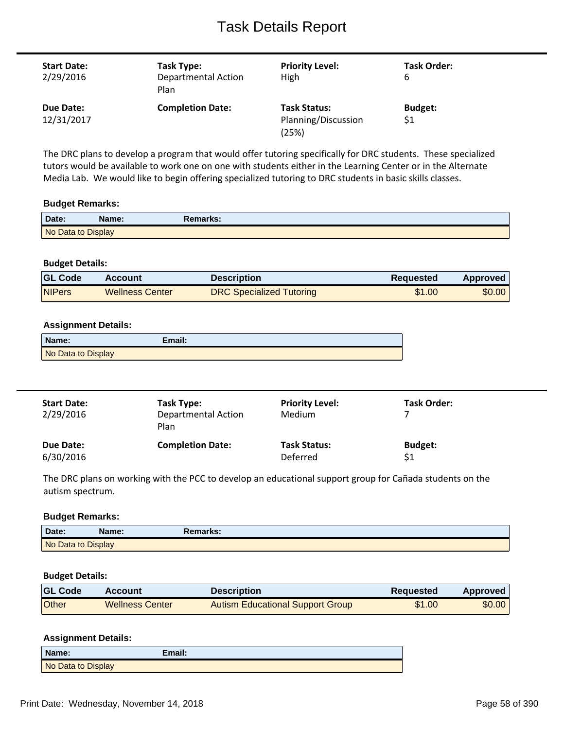# Task Details Report

| Start Date: | Task Type: | Priority Level: | Task Order: |
|---|---|---|---|
| 2/29/2016 | Departmental Action Plan | High | 6 |
| **Due Date:** | **Completion Date:** | **Task Status:** | **Budget:** |
| 12/31/2017 | | Planning/Discussion (25%) | $1 |

The DRC plans to develop a program that would offer tutoring specifically for DRC students. These specialized tutors would be available to work one on one with students either in the Learning Center or in the Alternate Media Lab. We would like to begin offering specialized tutoring to DRC students in basic skills classes.

**Budget Remarks:**

| Date: | Name: | Remarks: |
|---|---|---|
| No Data to Display | | |

**Budget Details:**

| GL Code | Account | Description | Requested | Approved |
|---|---|---|---|---|
| NIPers | Wellness Center | DRC Specialized Tutoring | $1.00 | $0.00 |

**Assignment Details:**

| Name: | Email: |
|---|---|
| No Data to Display | |

---

| Start Date: | Task Type: | Priority Level: | Task Order: |
|---|---|---|---|
| 2/29/2016 | Departmental Action Plan | Medium | 7 |
| **Due Date:** | **Completion Date:** | **Task Status:** | **Budget:** |
| 6/30/2016 | | Deferred | $1 |

The DRC plans on working with the PCC to develop an educational support group for Cañada students on the autism spectrum.

**Budget Remarks:**

| Date: | Name: | Remarks: |
|---|---|---|
| No Data to Display | | |

**Budget Details:**

| GL Code | Account | Description | Requested | Approved |
|---|---|---|---|---|
| Other | Wellness Center | Autism Educational Support Group | $1.00 | $0.00 |

**Assignment Details:**

| Name: | Email: |
|---|---|
| No Data to Display | |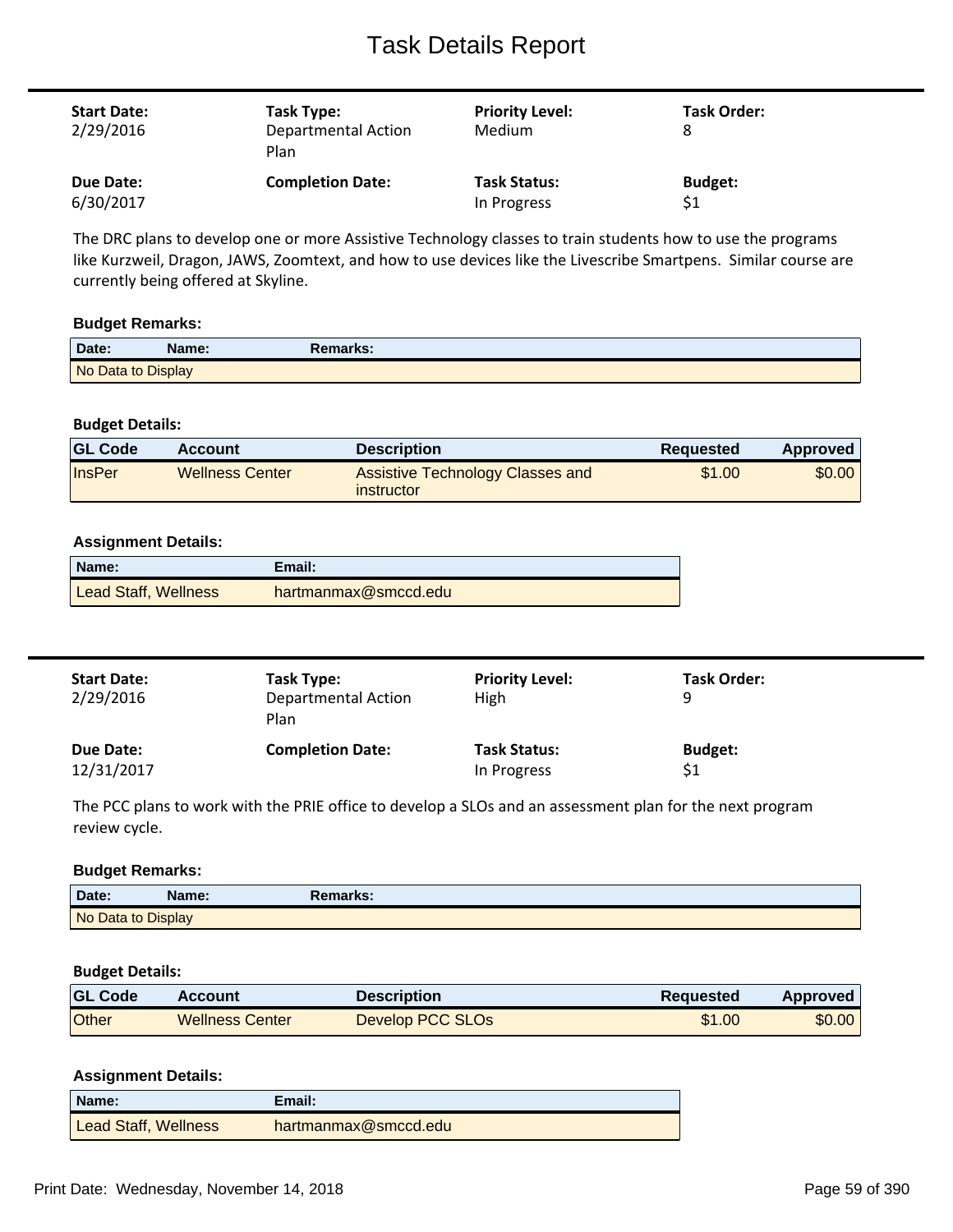# Task Details Report

| **Start Date:** | **Task Type:** | **Priority Level:** | **Task Order:** |
|---|---|---|---|
| 2/29/2016 | Departmental Action Plan | Medium | 8 |
| **Due Date:** | **Completion Date:** | **Task Status:** | **Budget:** |
| 6/30/2017 | | In Progress | $1 |

The DRC plans to develop one or more Assistive Technology classes to train students how to use the programs like Kurzweil, Dragon, JAWS, Zoomtext, and how to use devices like the Livescribe Smartpens. Similar course are currently being offered at Skyline.

**Budget Remarks:**

| Date: | Name: | Remarks: |
|---|---|---|
| No Data to Display | | |

**Budget Details:**

| GL Code | Account | Description | Requested | Approved |
|---|---|---|---|---|
| InsPer | Wellness Center | Assistive Technology Classes and instructor | $1.00 | $0.00 |

**Assignment Details:**

| Name: | Email: |
|---|---|
| Lead Staff, Wellness | hartmanmax@smccd.edu |

---

| **Start Date:** | **Task Type:** | **Priority Level:** | **Task Order:** |
|---|---|---|---|
| 2/29/2016 | Departmental Action Plan | High | 9 |
| **Due Date:** | **Completion Date:** | **Task Status:** | **Budget:** |
| 12/31/2017 | | In Progress | $1 |

The PCC plans to work with the PRIE office to develop a SLOs and an assessment plan for the next program review cycle.

**Budget Remarks:**

| Date: | Name: | Remarks: |
|---|---|---|
| No Data to Display | | |

**Budget Details:**

| GL Code | Account | Description | Requested | Approved |
|---|---|---|---|---|
| Other | Wellness Center | Develop PCC SLOs | $1.00 | $0.00 |

**Assignment Details:**

| Name: | Email: |
|---|---|
| Lead Staff, Wellness | hartmanmax@smccd.edu |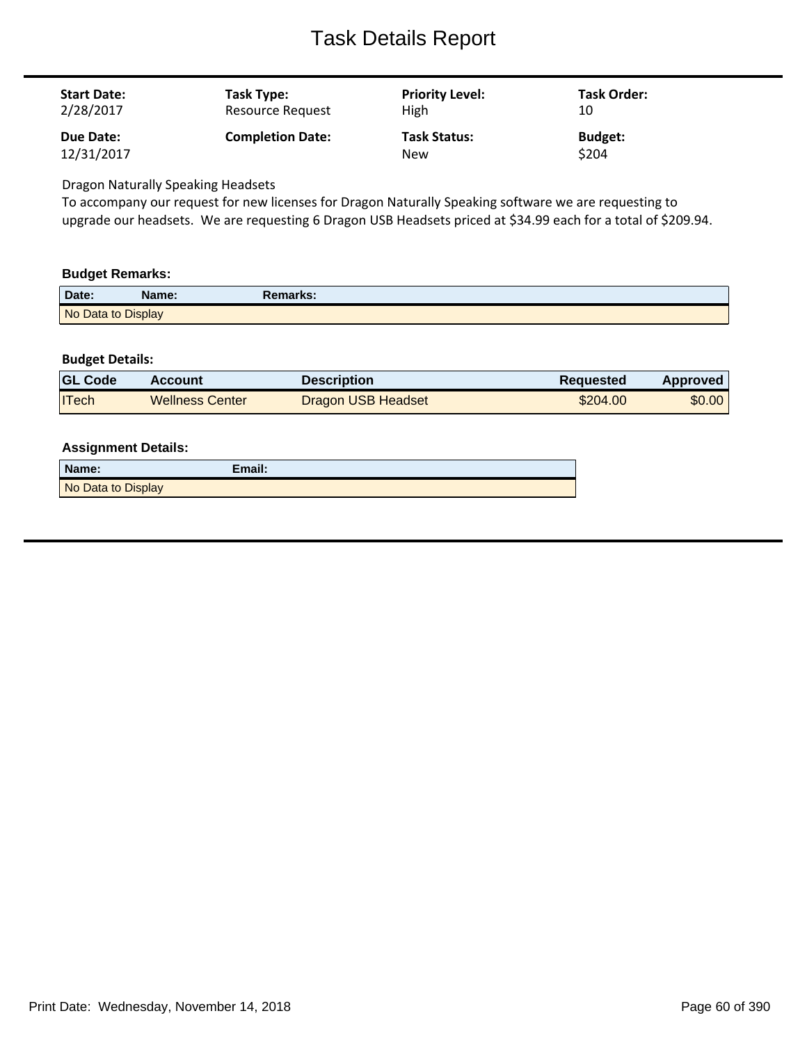# Task Details Report

| Start Date: | Task Type: | Priority Level: | Task Order: |
|---|---|---|---|
| 2/28/2017 | Resource Request | High | 10 |
| **Due Date:** | **Completion Date:** | **Task Status:** | **Budget:** |
| 12/31/2017 | | New | $204 |

Dragon Naturally Speaking Headsets

To accompany our request for new licenses for Dragon Naturally Speaking software we are requesting to upgrade our headsets. We are requesting 6 Dragon USB Headsets priced at $34.99 each for a total of $209.94.

### Budget Remarks:

| Date: | Name: | Remarks: |
|---|---|---|
| No Data to Display | | |

### Budget Details:

| GL Code | Account | Description | Requested | Approved |
|---|---|---|---|---|
| ITech | Wellness Center | Dragon USB Headset | $204.00 | $0.00 |

### Assignment Details:

| Name: | Email: |
|---|---|
| No Data to Display | |

Print Date: Wednesday, November 14, 2018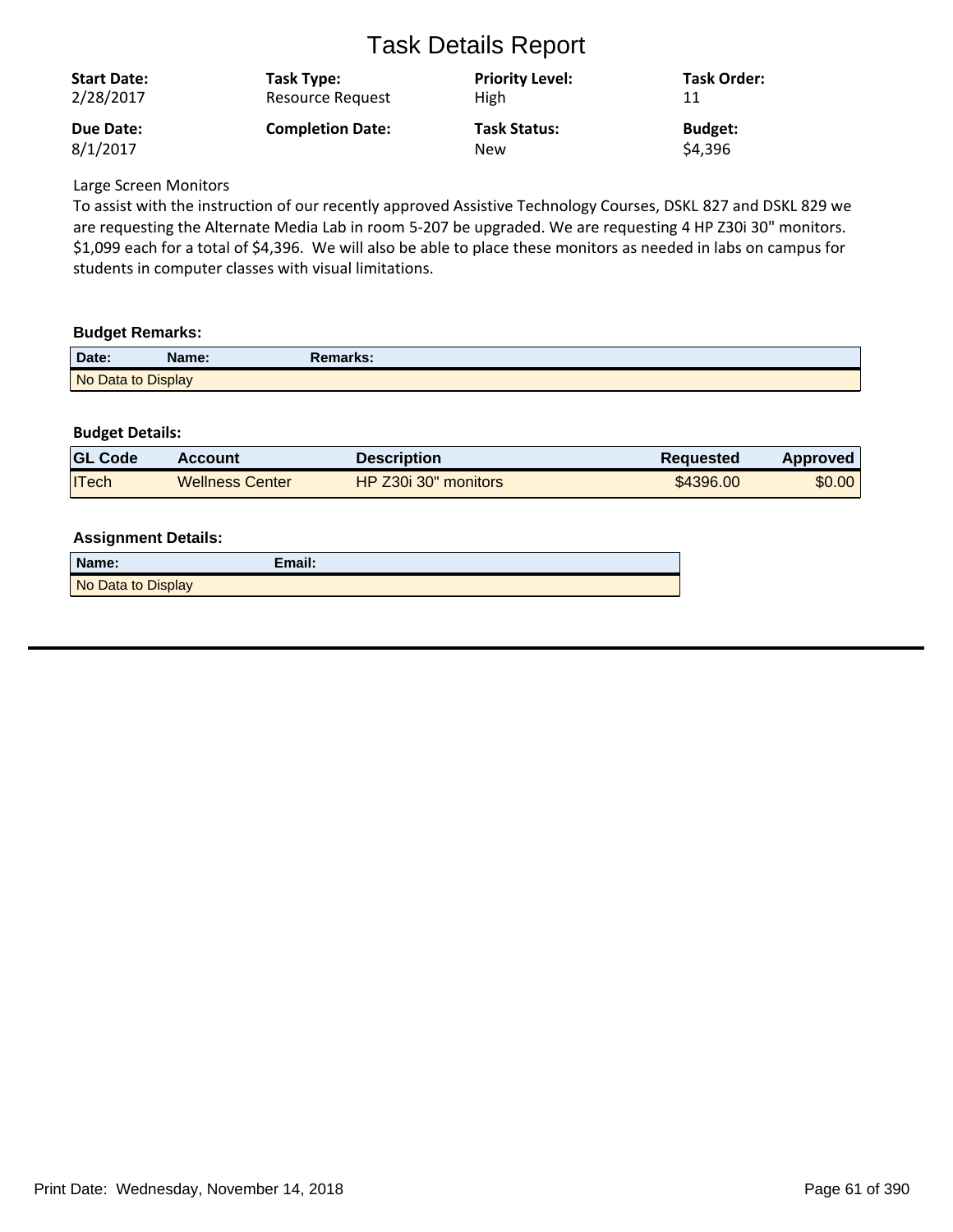# Task Details Report

| Start Date: | Task Type: | Priority Level: | Task Order: |
|---|---|---|---|
| 2/28/2017 | Resource Request | High | 11 |
| **Due Date:** | **Completion Date:** | **Task Status:** | **Budget:** |
| 8/1/2017 | | New | $4,396 |

Large Screen Monitors

To assist with the instruction of our recently approved Assistive Technology Courses, DSKL 827 and DSKL 829 we are requesting the Alternate Media Lab in room 5-207 be upgraded. We are requesting 4 HP Z30i 30" monitors. $1,099 each for a total of $4,396. We will also be able to place these monitors as needed in labs on campus for students in computer classes with visual limitations.

**Budget Remarks:**

| Date: | Name: | Remarks: |
|---|---|---|
| No Data to Display | | |

**Budget Details:**

| GL Code | Account | Description | Requested | Approved |
|---|---|---|---|---|
| ITech | Wellness Center | HP Z30i 30" monitors | $4396.00 | $0.00 |

**Assignment Details:**

| Name: | Email: |
|---|---|
| No Data to Display | |

Print Date: Wednesday, November 14, 2018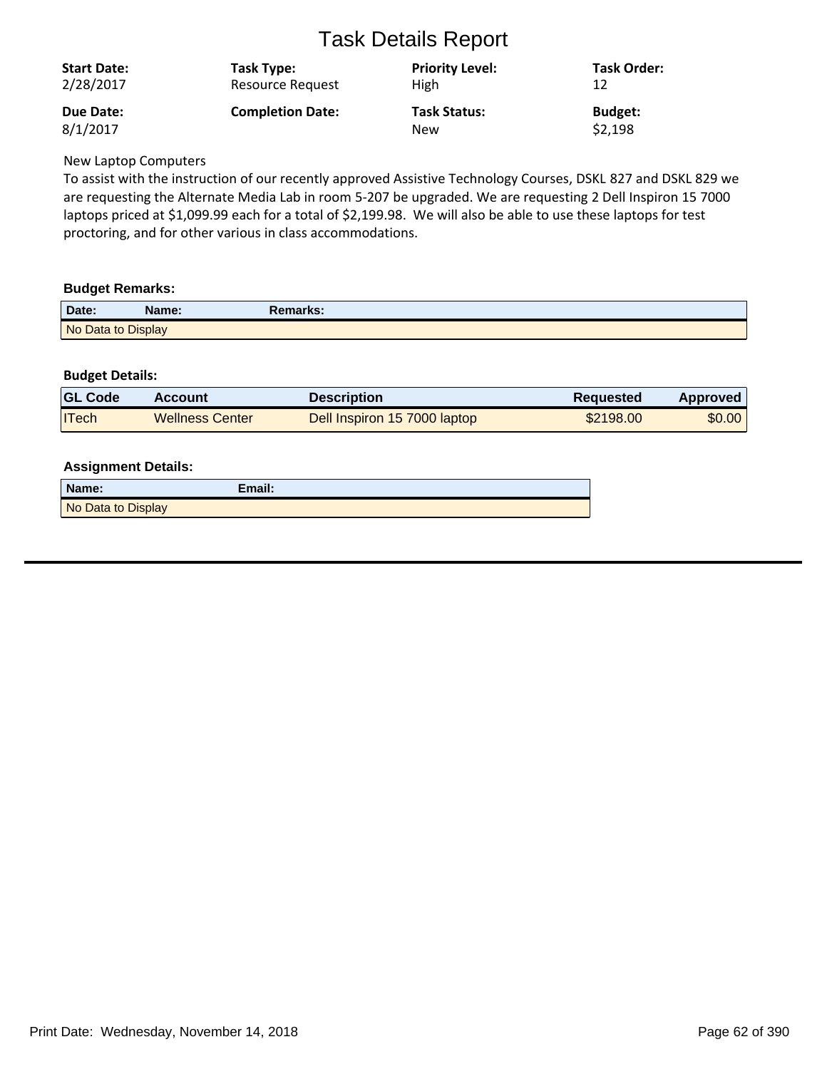# Task Details Report

| **Start Date:** | **Task Type:** | **Priority Level:** | **Task Order:** |
| --- | --- | --- | --- |
| 2/28/2017 | Resource Request | High | 12 |
| **Due Date:** | **Completion Date:** | **Task Status:** | **Budget:** |
| 8/1/2017 | | New | $2,198 |

New Laptop Computers

To assist with the instruction of our recently approved Assistive Technology Courses, DSKL 827 and DSKL 829 we are requesting the Alternate Media Lab in room 5-207 be upgraded. We are requesting 2 Dell Inspiron 15 7000 laptops priced at $1,099.99 each for a total of $2,199.98. We will also be able to use these laptops for test proctoring, and for other various in class accommodations.

### Budget Remarks:

| Date: | Name: | Remarks: |
| --- | --- | --- |
| No Data to Display | | |

### Budget Details:

| GL Code | Account | Description | Requested | Approved |
| --- | --- | --- | --- | --- |
| ITech | Wellness Center | Dell Inspiron 15 7000 laptop | $2198.00 | $0.00 |

### Assignment Details:

| Name: | Email: |
| --- | --- |
| No Data to Display | |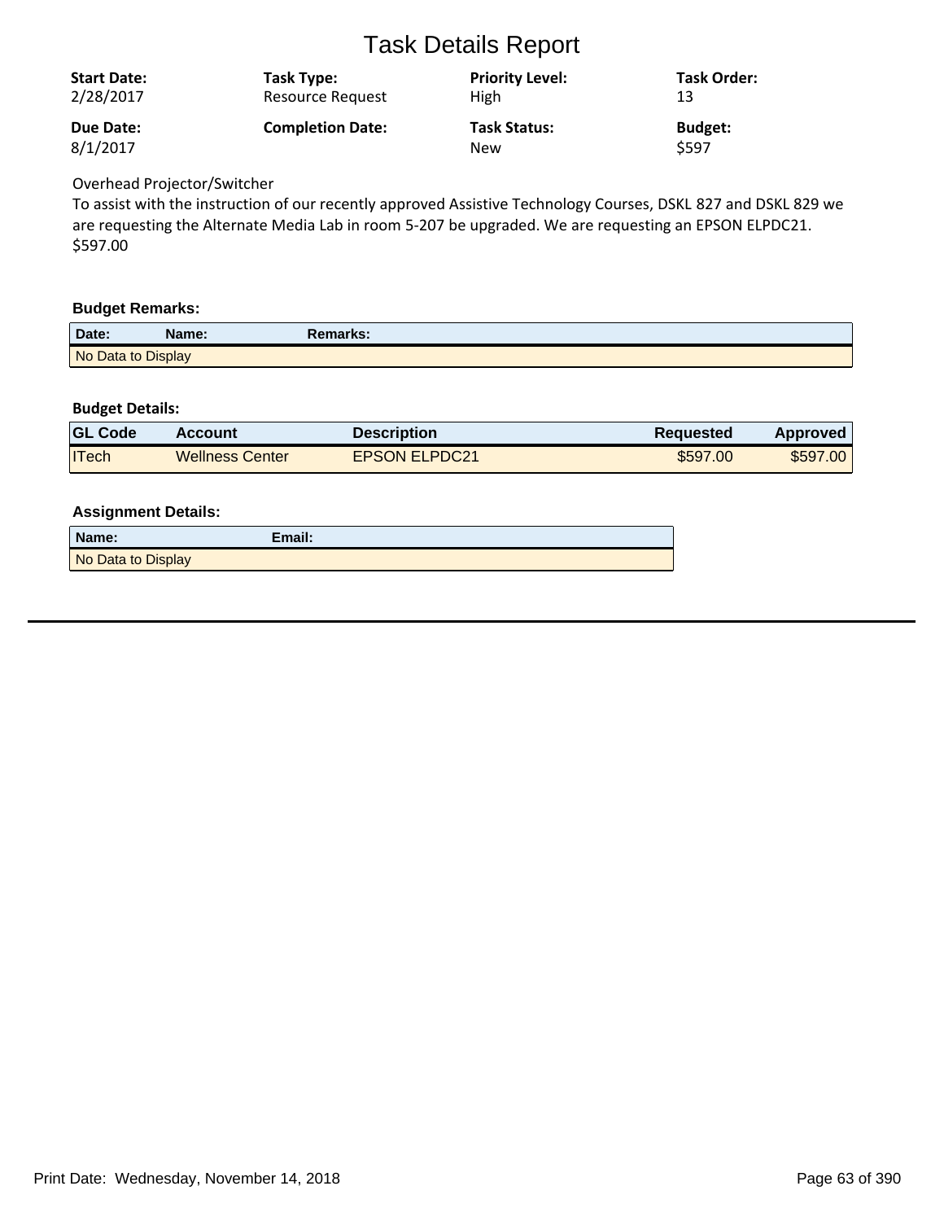# Task Details Report

| Start Date: | Task Type: | Priority Level: | Task Order: |
|---|---|---|---|
| 2/28/2017 | Resource Request | High | 13 |
| **Due Date:** | **Completion Date:** | **Task Status:** | **Budget:** |
| 8/1/2017 | | New | $597 |

Overhead Projector/Switcher
To assist with the instruction of our recently approved Assistive Technology Courses, DSKL 827 and DSKL 829 we are requesting the Alternate Media Lab in room 5-207 be upgraded. We are requesting an EPSON ELPDC21.
$597.00

### Budget Remarks:

| Date: | Name: | Remarks: |
|---|---|---|
| No Data to Display | | |

### Budget Details:

| GL Code | Account | Description | Requested | Approved |
|---|---|---|---|---|
| ITech | Wellness Center | EPSON ELPDC21 | $597.00 | $597.00 |

### Assignment Details:

| Name: | Email: |
|---|---|
| No Data to Display | |

Print Date: Wednesday, November 14, 2018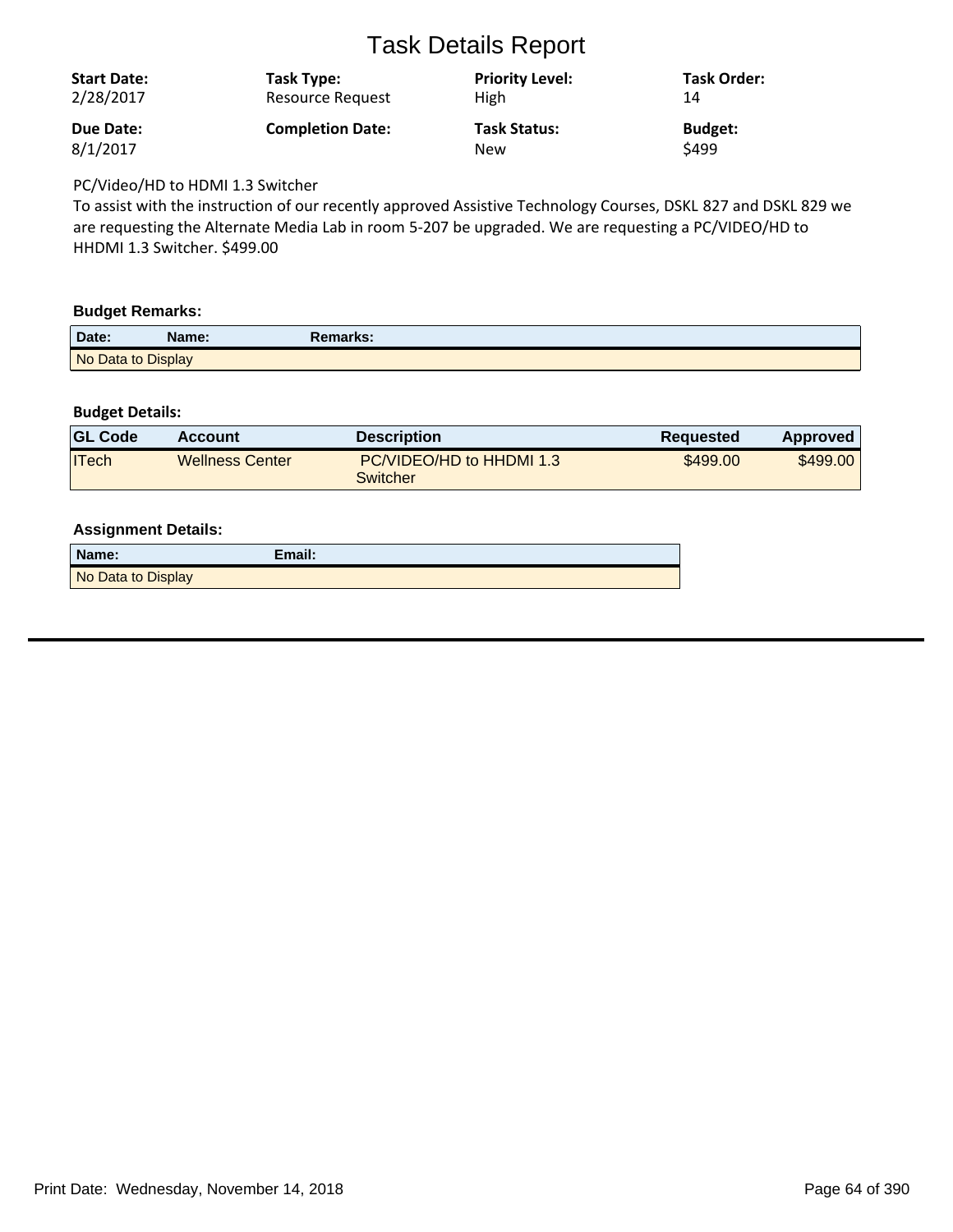# Task Details Report

| **Start Date:** | **Task Type:** | **Priority Level:** | **Task Order:** |
|---|---|---|---|
| 2/28/2017 | Resource Request | High | 14 |
| **Due Date:** | **Completion Date:** | **Task Status:** | **Budget:** |
| 8/1/2017 | | New | $499 |

PC/Video/HD to HDMI 1.3 Switcher
To assist with the instruction of our recently approved Assistive Technology Courses, DSKL 827 and DSKL 829 we are requesting the Alternate Media Lab in room 5-207 be upgraded. We are requesting a PC/VIDEO/HD to HHDMI 1.3 Switcher. $499.00

### Budget Remarks:

| Date: | Name: | Remarks: |
|---|---|---|
| No Data to Display | | |

### Budget Details:

| GL Code | Account | Description | Requested | Approved |
|---|---|---|---|---|
| ITech | Wellness Center | PC/VIDEO/HD to HHDMI 1.3 Switcher | $499.00 | $499.00 |

### Assignment Details:

| Name: | Email: |
|---|---|
| No Data to Display | |

Print Date: Wednesday, November 14, 2018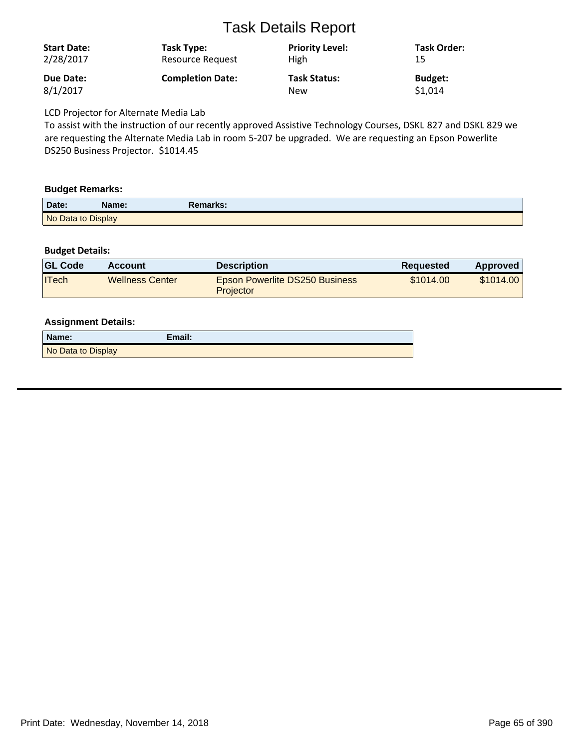# Task Details Report

| Start Date: | Task Type: | Priority Level: | Task Order: |
|---|---|---|---|
| 2/28/2017 | Resource Request | High | 15 |
| **Due Date:** | **Completion Date:** | **Task Status:** | **Budget:** |
| 8/1/2017 | | New | $1,014 |

LCD Projector for Alternate Media Lab
To assist with the instruction of our recently approved Assistive Technology Courses, DSKL 827 and DSKL 829 we are requesting the Alternate Media Lab in room 5-207 be upgraded. We are requesting an Epson Powerlite DS250 Business Projector. $1014.45

### Budget Remarks:

| Date: | Name: | Remarks: |
|---|---|---|
| No Data to Display | | |

### Budget Details:

| GL Code | Account | Description | Requested | Approved |
|---|---|---|---|---|
| ITech | Wellness Center | Epson Powerlite DS250 Business Projector | $1014.00 | $1014.00 |

### Assignment Details:

| Name: | Email: |
|---|---|
| No Data to Display | |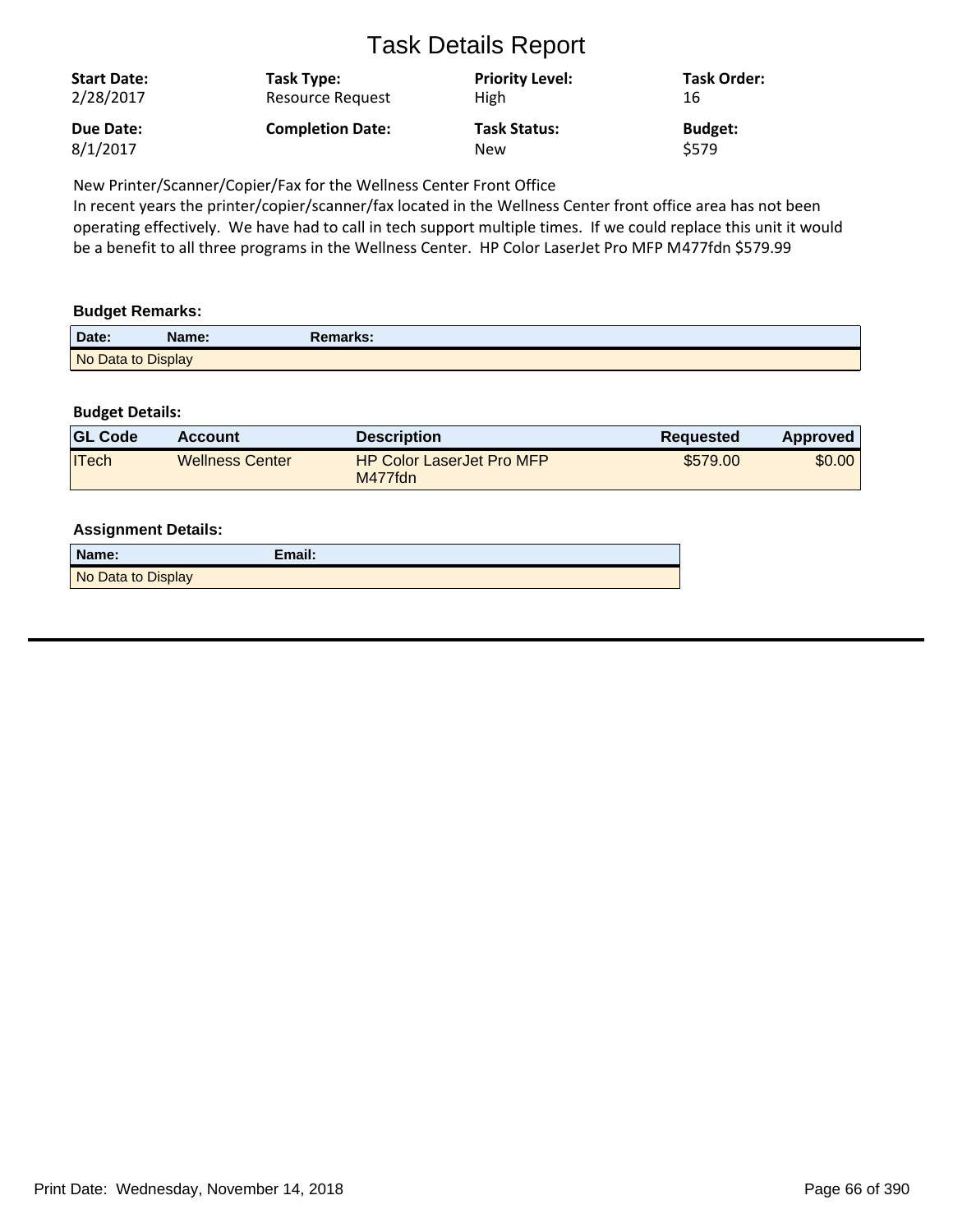# Task Details Report

| **Start Date:** | **Task Type:** | **Priority Level:** | **Task Order:** |
|---|---|---|---|
| 2/28/2017 | Resource Request | High | 16 |
| **Due Date:** | **Completion Date:** | **Task Status:** | **Budget:** |
| 8/1/2017 | | New | $579 |

New Printer/Scanner/Copier/Fax for the Wellness Center Front Office
In recent years the printer/copier/scanner/fax located in the Wellness Center front office area has not been operating effectively. We have had to call in tech support multiple times. If we could replace this unit it would be a benefit to all three programs in the Wellness Center. HP Color LaserJet Pro MFP M477fdn $579.99

### Budget Remarks:

| Date: | Name: | Remarks: |
|---|---|---|
| No Data to Display | | |

### Budget Details:

| GL Code | Account | Description | Requested | Approved |
|---|---|---|---|---|
| ITech | Wellness Center | HP Color LaserJet Pro MFP M477fdn | $579.00 | $0.00 |

### Assignment Details:

| Name: | Email: |
|---|---|
| No Data to Display | |

Print Date: Wednesday, November 14, 2018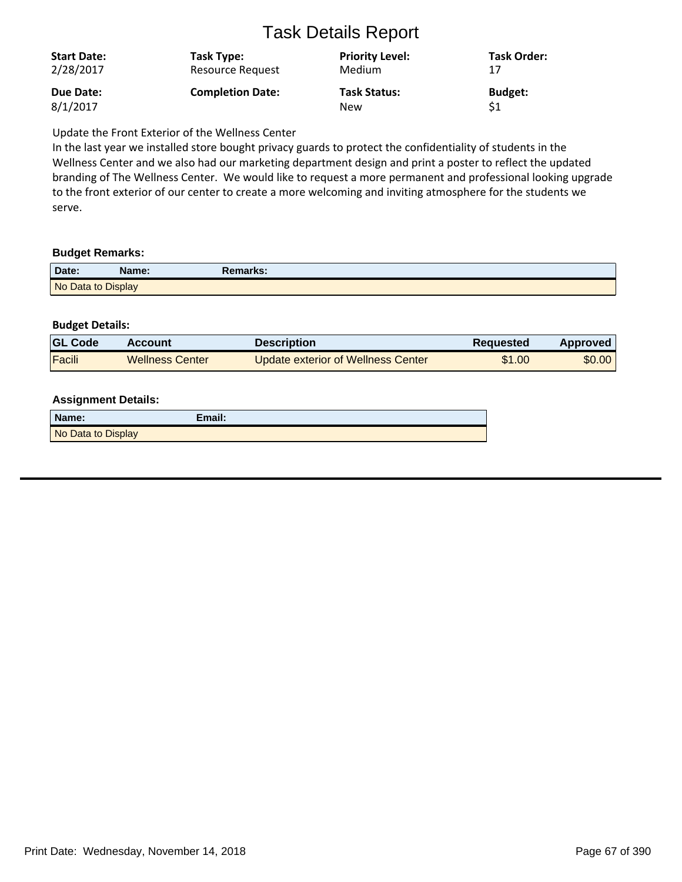# Task Details Report

| **Start Date:** | **Task Type:** | **Priority Level:** | **Task Order:** |
|---|---|---|---|
| 2/28/2017 | Resource Request | Medium | 17 |
| **Due Date:** | **Completion Date:** | **Task Status:** | **Budget:** |
| 8/1/2017 | | New | $1 |

Update the Front Exterior of the Wellness Center

In the last year we installed store bought privacy guards to protect the confidentiality of students in the Wellness Center and we also had our marketing department design and print a poster to reflect the updated branding of The Wellness Center. We would like to request a more permanent and professional looking upgrade to the front exterior of our center to create a more welcoming and inviting atmosphere for the students we serve.

### Budget Remarks:

| Date: | Name: | Remarks: |
|---|---|---|
| No Data to Display | | |

### Budget Details:

| GL Code | Account | Description | Requested | Approved |
|---|---|---|---|---|
| Facili | Wellness Center | Update exterior of Wellness Center | $1.00 | $0.00 |

### Assignment Details:

| Name: | Email: |
|---|---|
| No Data to Display | |

Print Date: Wednesday, November 14, 2018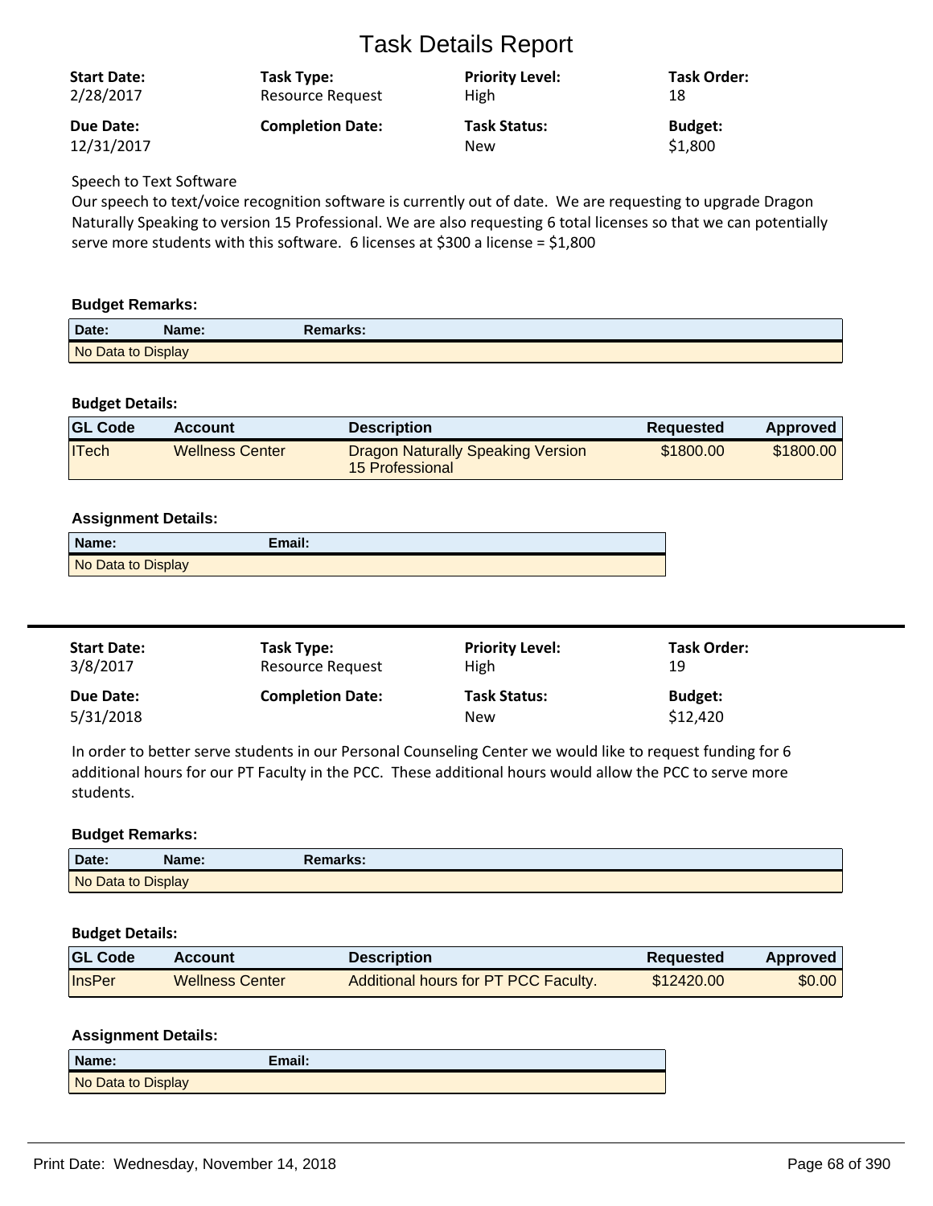# Task Details Report

| | | | |
|---|---|---|---|
| **Start Date:** 2/28/2017 | **Task Type:** Resource Request | **Priority Level:** High | **Task Order:** 18 |
| **Due Date:** 12/31/2017 | **Completion Date:** | **Task Status:** New | **Budget:** $1,800 |

Speech to Text Software

Our speech to text/voice recognition software is currently out of date. We are requesting to upgrade Dragon Naturally Speaking to version 15 Professional. We are also requesting 6 total licenses so that we can potentially serve more students with this software. 6 licenses at $300 a license = $1,800

**Budget Remarks:**

| Date: | Name: | Remarks: |
|---|---|---|
| No Data to Display | | |

**Budget Details:**

| GL Code | Account | Description | Requested | Approved |
|---|---|---|---|---|
| ITech | Wellness Center | Dragon Naturally Speaking Version 15 Professional | $1800.00 | $1800.00 |

**Assignment Details:**

| Name: | Email: |
|---|---|
| No Data to Display | |

---

| | | | |
|---|---|---|---|
| **Start Date:** 3/8/2017 | **Task Type:** Resource Request | **Priority Level:** High | **Task Order:** 19 |
| **Due Date:** 5/31/2018 | **Completion Date:** | **Task Status:** New | **Budget:** $12,420 |

In order to better serve students in our Personal Counseling Center we would like to request funding for 6 additional hours for our PT Faculty in the PCC. These additional hours would allow the PCC to serve more students.

**Budget Remarks:**

| Date: | Name: | Remarks: |
|---|---|---|
| No Data to Display | | |

**Budget Details:**

| GL Code | Account | Description | Requested | Approved |
|---|---|---|---|---|
| InsPer | Wellness Center | Additional hours for PT PCC Faculty. | $12420.00 | $0.00 |

**Assignment Details:**

| Name: | Email: |
|---|---|
| No Data to Display | |

Print Date: Wednesday, November 14, 2018